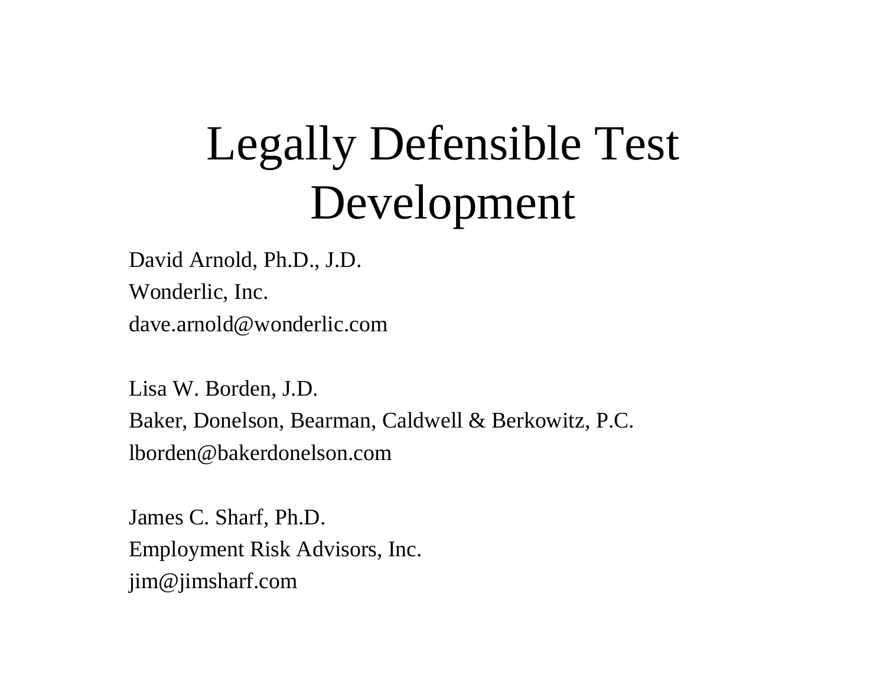# Legally Defensible Test Development

David Arnold, Ph.D., J.D.
Wonderlic, Inc.
dave.arnold@wonderlic.com

Lisa W. Borden, J.D.
Baker, Donelson, Bearman, Caldwell & Berkowitz, P.C.
lborden@bakerdonelson.com

James C. Sharf, Ph.D.
Employment Risk Advisors, Inc.
jim@jimsharf.com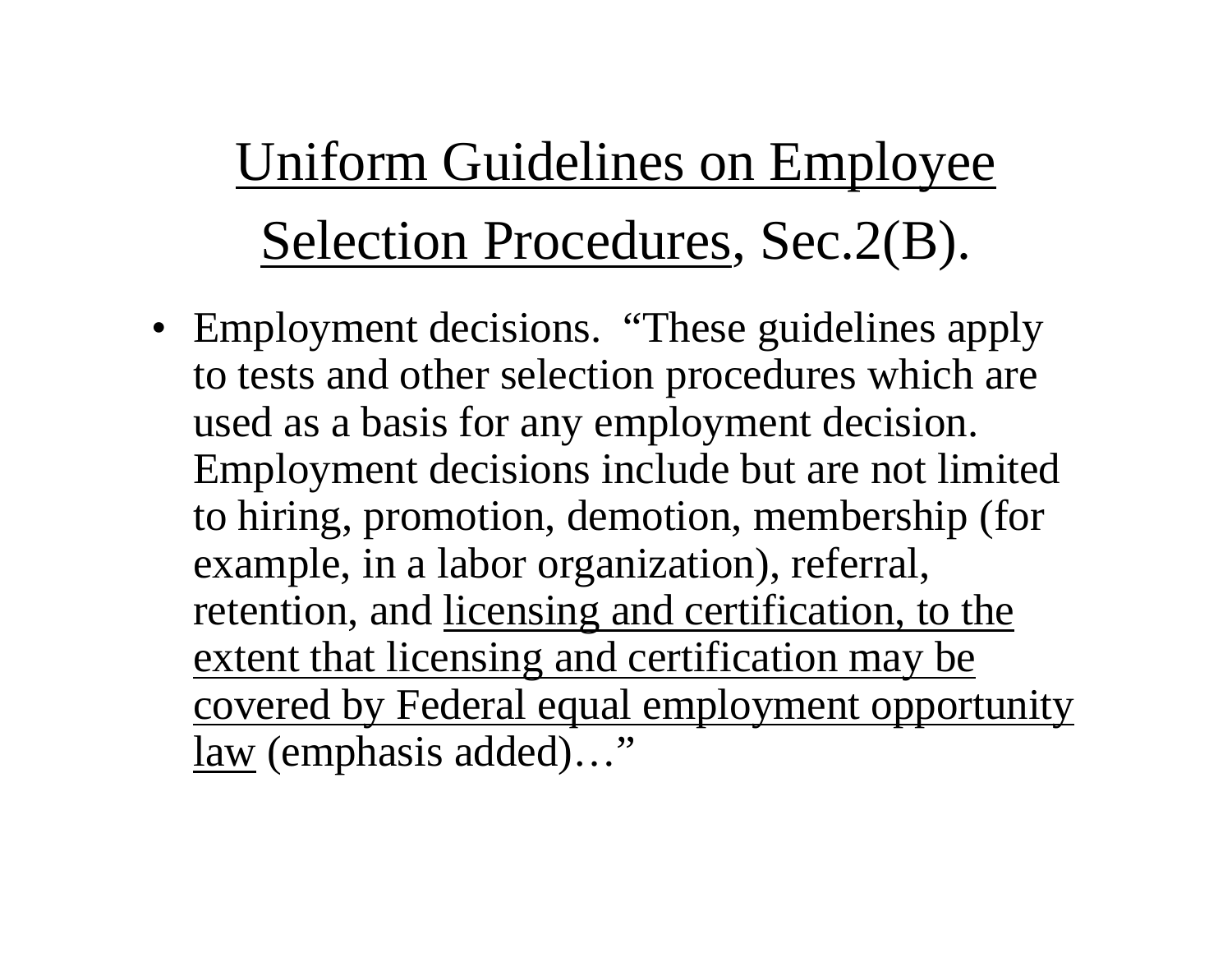# Uniform Guidelines on Employee Selection Procedures, Sec.2(B).

- Employment decisions. “These guidelines apply to tests and other selection procedures which are used as a basis for any employment decision. Employment decisions include but are not limited to hiring, promotion, demotion, membership (for example, in a labor organization), referral, retention, and <u>licensing and certification, to the extent that licensing and certification may be covered by Federal equal employment opportunity law</u> (emphasis added)…”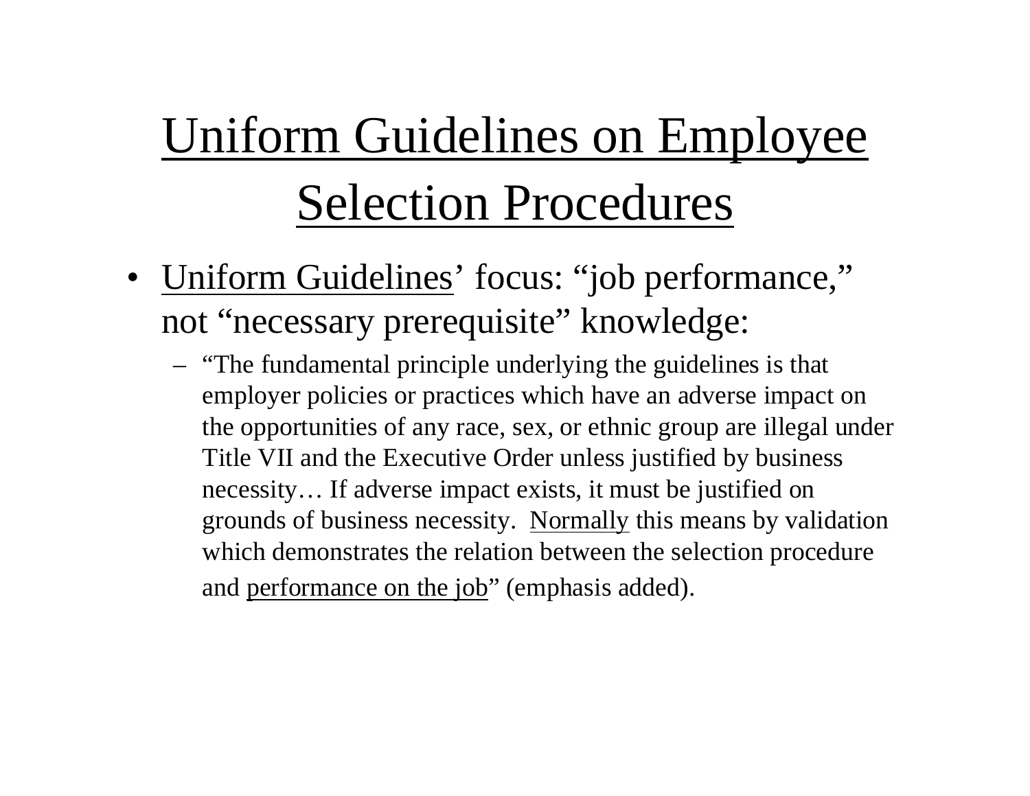# Uniform Guidelines on Employee Selection Procedures

- Uniform Guidelines' focus: "job performance," not "necessary prerequisite" knowledge:
  - "The fundamental principle underlying the guidelines is that employer policies or practices which have an adverse impact on the opportunities of any race, sex, or ethnic group are illegal under Title VII and the Executive Order unless justified by business necessity… If adverse impact exists, it must be justified on grounds of business necessity. Normally this means by validation which demonstrates the relation between the selection procedure and performance on the job" (emphasis added).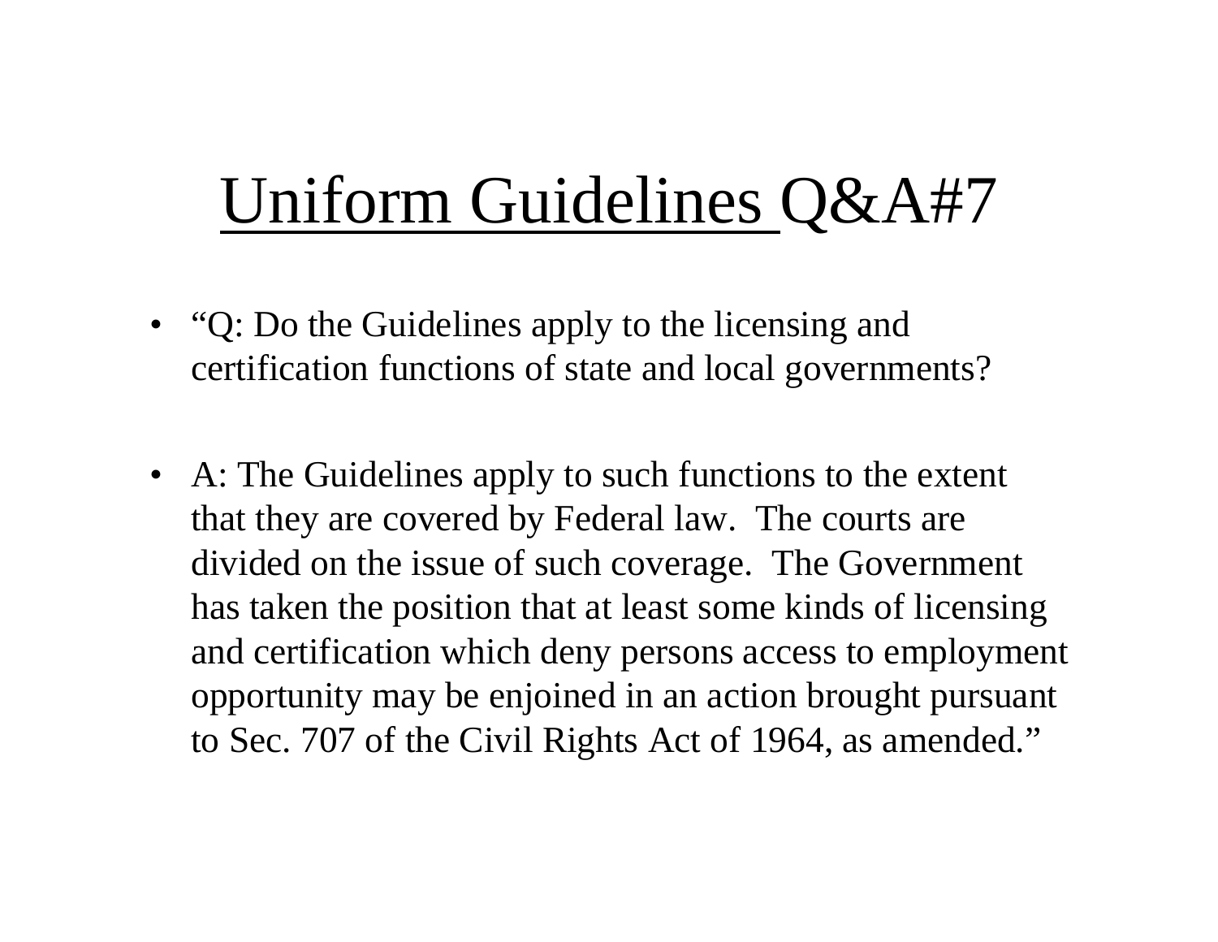# Uniform Guidelines Q&A#7

- "Q: Do the Guidelines apply to the licensing and certification functions of state and local governments?

- A: The Guidelines apply to such functions to the extent that they are covered by Federal law. The courts are divided on the issue of such coverage. The Government has taken the position that at least some kinds of licensing and certification which deny persons access to employment opportunity may be enjoined in an action brought pursuant to Sec. 707 of the Civil Rights Act of 1964, as amended."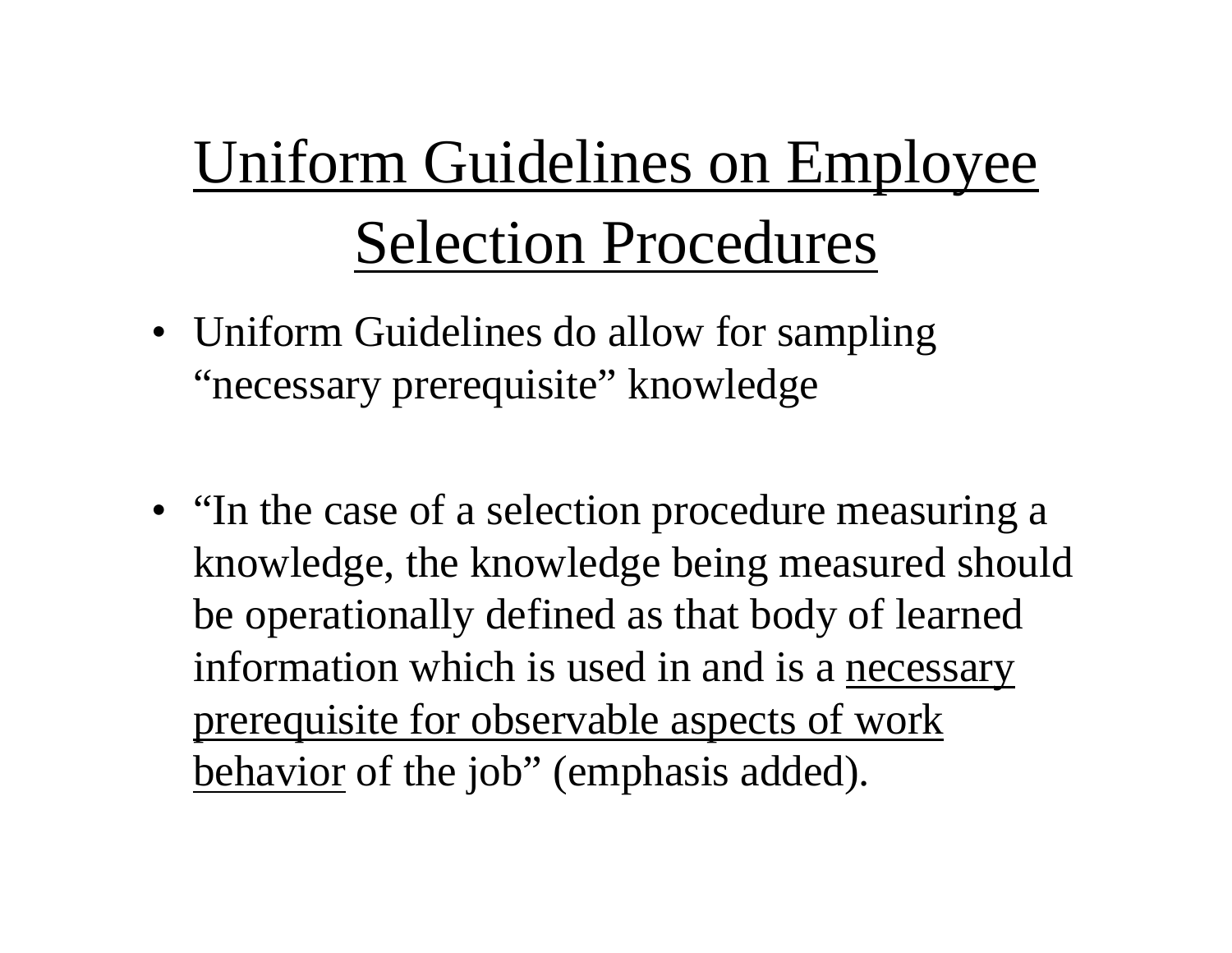# Uniform Guidelines on Employee Selection Procedures

- Uniform Guidelines do allow for sampling "necessary prerequisite" knowledge

- "In the case of a selection procedure measuring a knowledge, the knowledge being measured should be operationally defined as that body of learned information which is used in and is a <u>necessary prerequisite for observable aspects of work behavior</u> of the job" (emphasis added).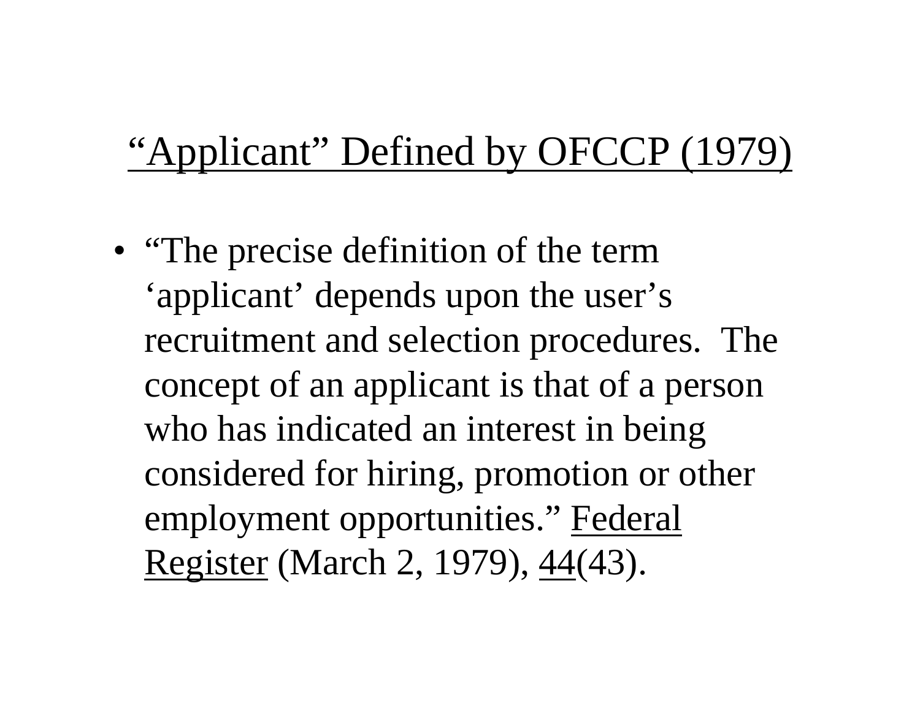## “Applicant” Defined by OFCCP (1979)

- “The precise definition of the term ‘applicant’ depends upon the user’s recruitment and selection procedures.  The concept of an applicant is that of a person who has indicated an interest in being considered for hiring, promotion or other employment opportunities.” Federal Register (March 2, 1979), 44(43).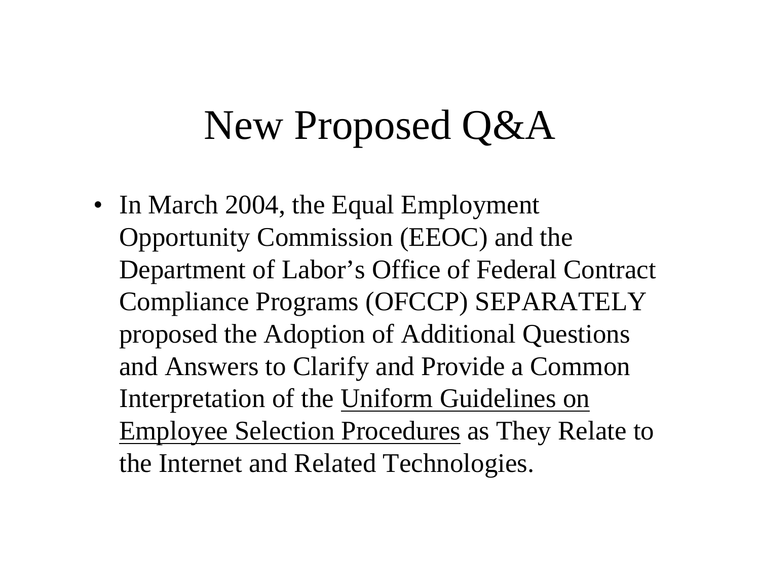# New Proposed Q&A

- In March 2004, the Equal Employment Opportunity Commission (EEOC) and the Department of Labor's Office of Federal Contract Compliance Programs (OFCCP) SEPARATELY proposed the Adoption of Additional Questions and Answers to Clarify and Provide a Common Interpretation of the <u>Uniform Guidelines on Employee Selection Procedures</u> as They Relate to the Internet and Related Technologies.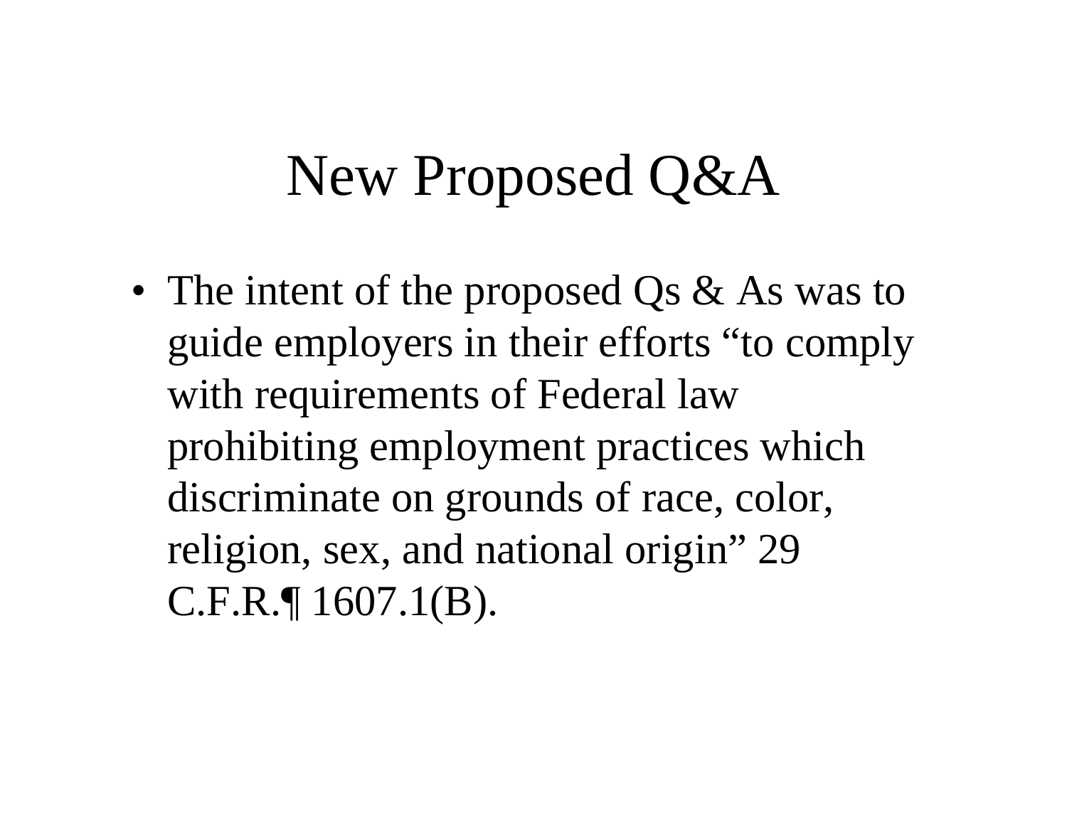# New Proposed Q&A

- The intent of the proposed Qs & As was to guide employers in their efforts "to comply with requirements of Federal law prohibiting employment practices which discriminate on grounds of race, color, religion, sex, and national origin" 29 C.F.R.¶ 1607.1(B).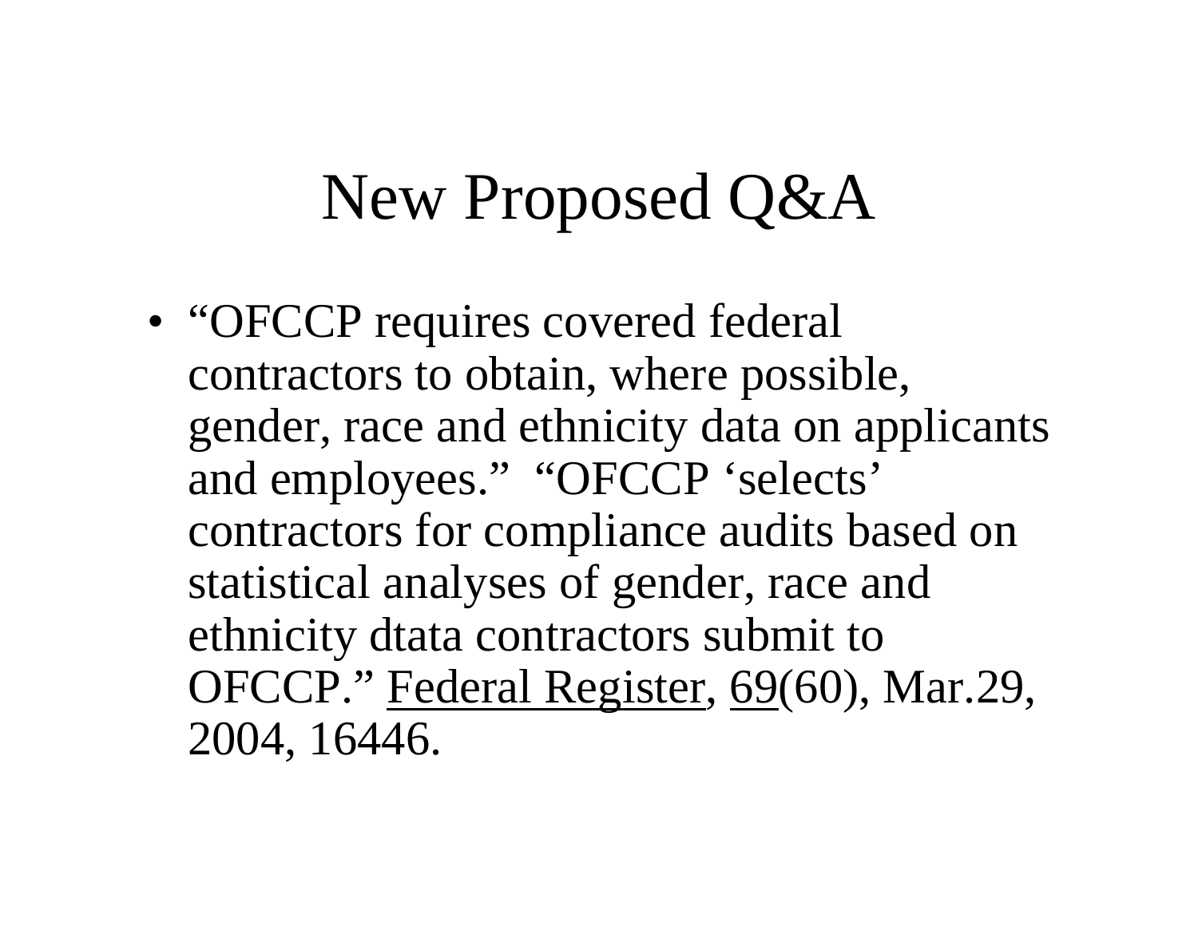# New Proposed Q&A

- "OFCCP requires covered federal contractors to obtain, where possible, gender, race and ethnicity data on applicants and employees." "OFCCP 'selects' contractors for compliance audits based on statistical analyses of gender, race and ethnicity dtata contractors submit to OFCCP." <u>Federal Register</u>, <u>69</u>(60), Mar.29, 2004, 16446.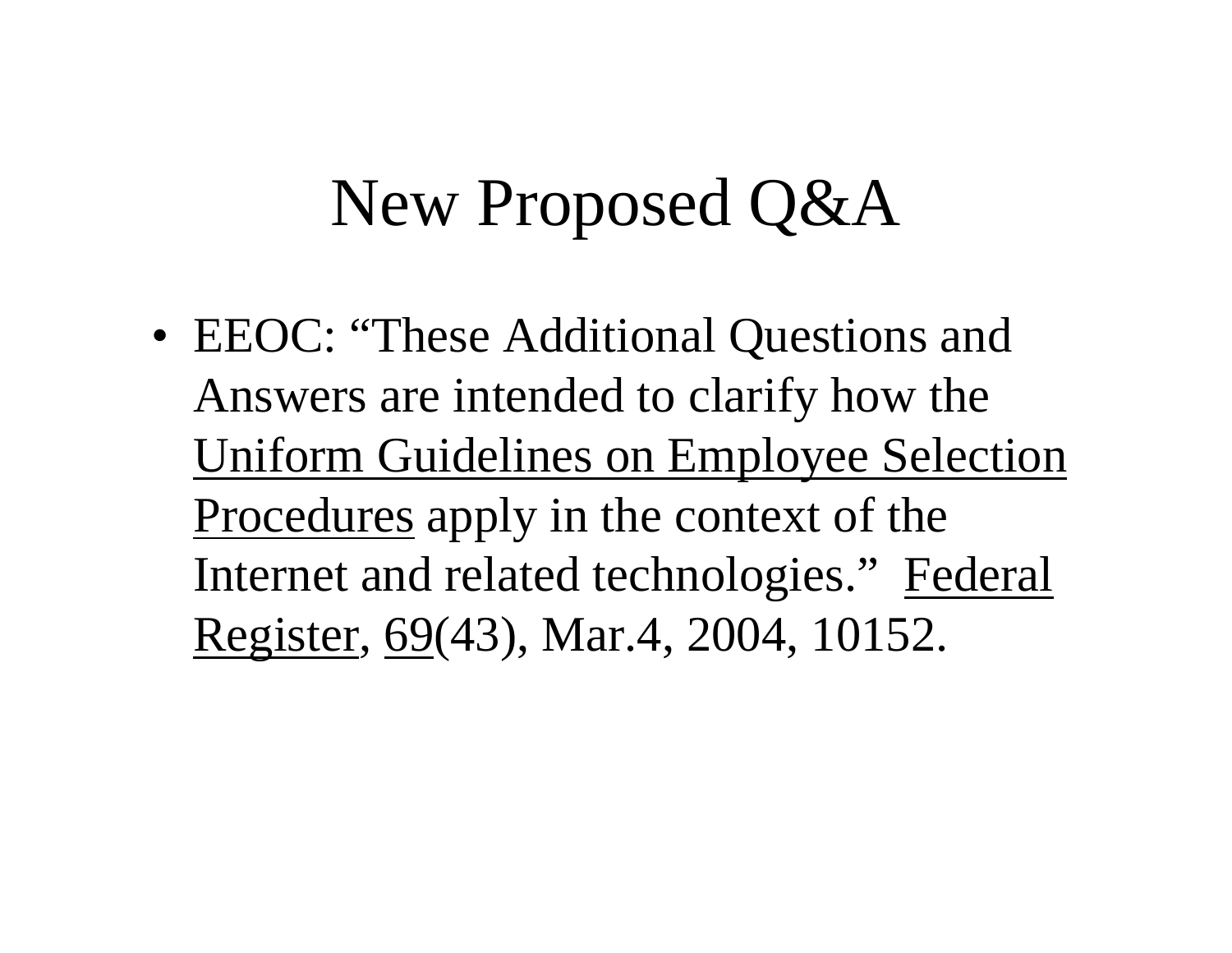# New Proposed Q&A

- EEOC: "These Additional Questions and Answers are intended to clarify how the Uniform Guidelines on Employee Selection Procedures apply in the context of the Internet and related technologies." Federal Register, 69(43), Mar.4, 2004, 10152.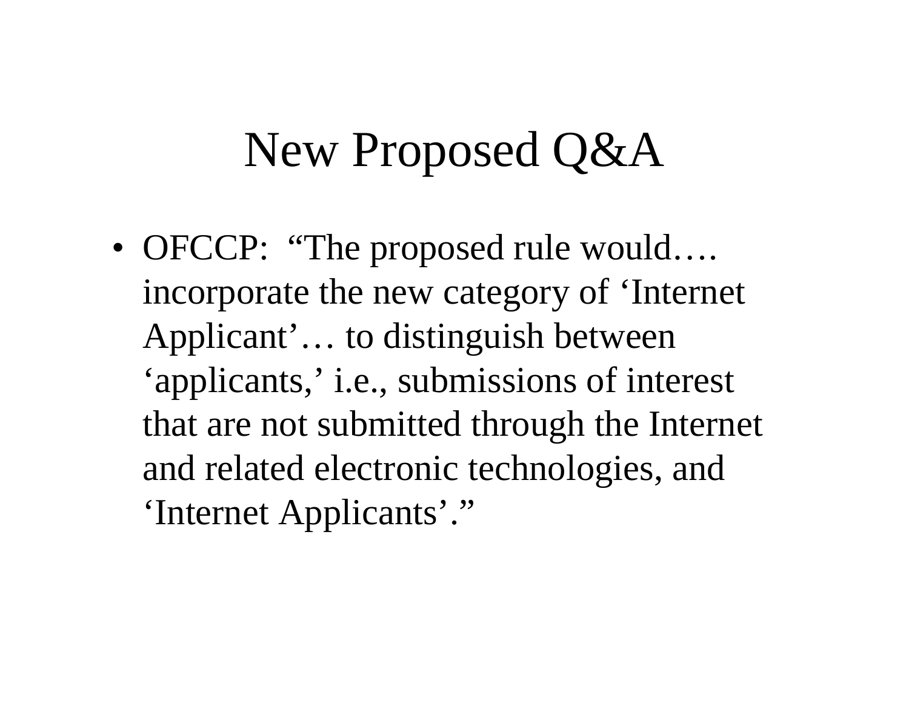# New Proposed Q&A

- OFCCP: "The proposed rule would…. incorporate the new category of 'Internet Applicant'… to distinguish between 'applicants,' i.e., submissions of interest that are not submitted through the Internet and related electronic technologies, and 'Internet Applicants'."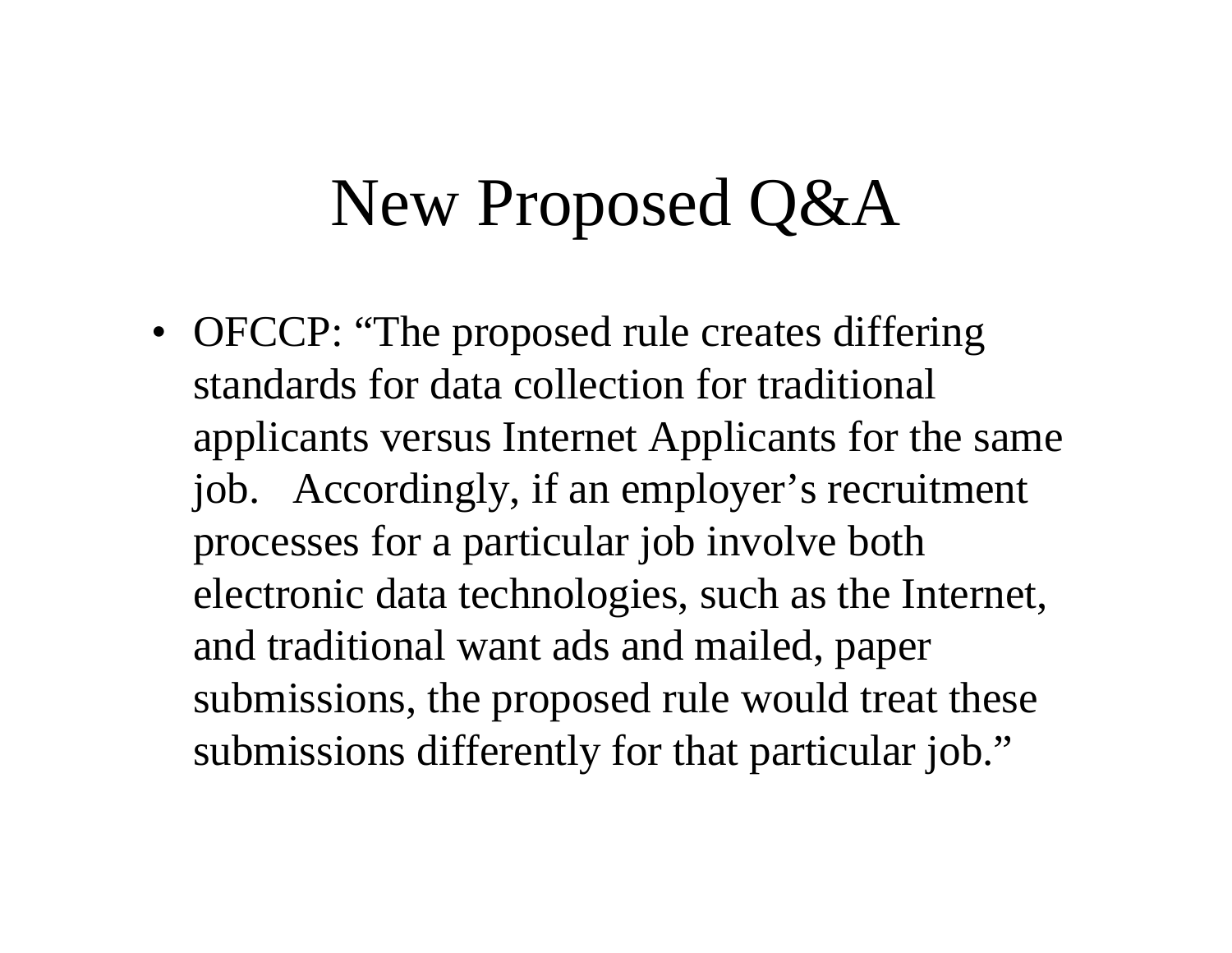# New Proposed Q&A

- OFCCP: “The proposed rule creates differing standards for data collection for traditional applicants versus Internet Applicants for the same job. Accordingly, if an employer’s recruitment processes for a particular job involve both electronic data technologies, such as the Internet, and traditional want ads and mailed, paper submissions, the proposed rule would treat these submissions differently for that particular job.”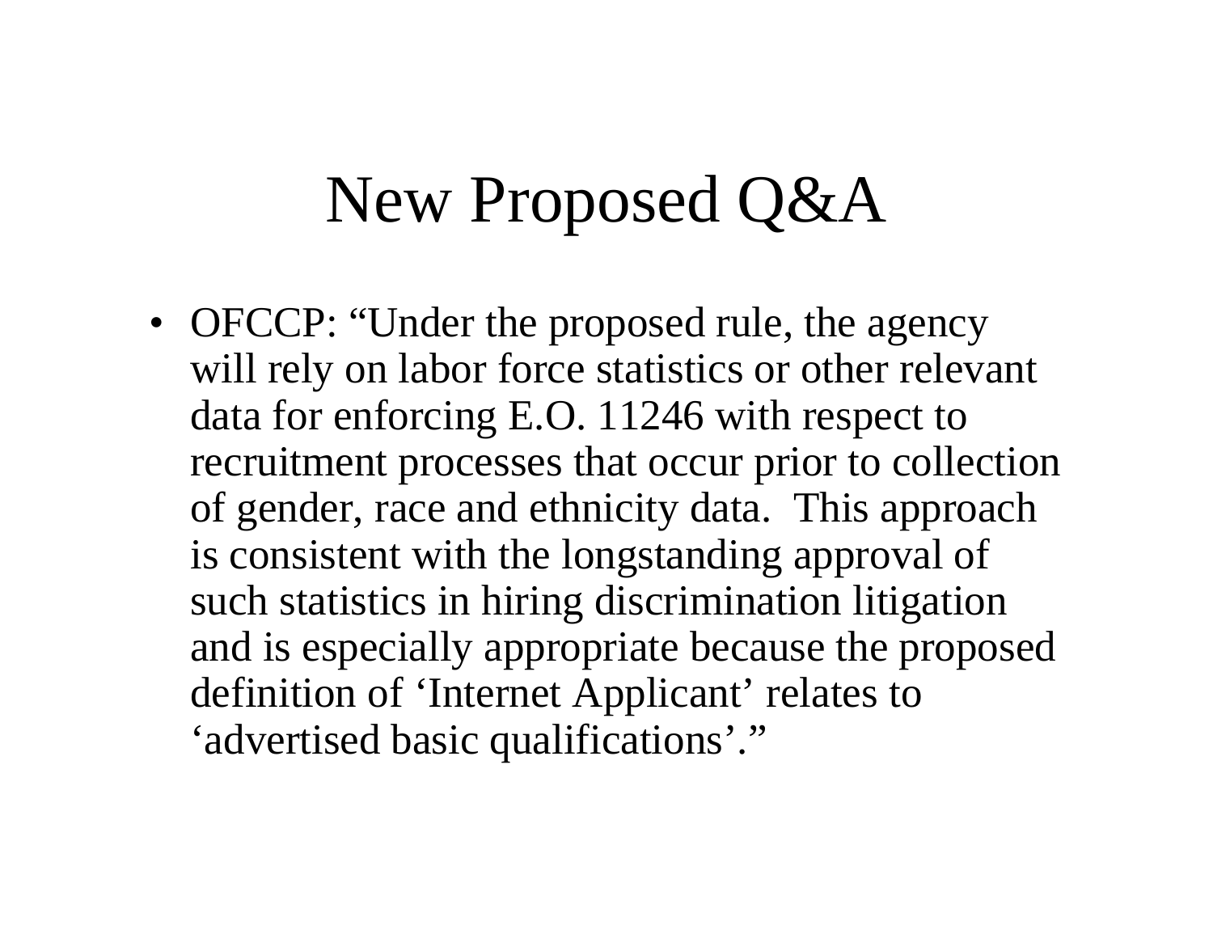# New Proposed Q&A

- OFCCP: "Under the proposed rule, the agency will rely on labor force statistics or other relevant data for enforcing E.O. 11246 with respect to recruitment processes that occur prior to collection of gender, race and ethnicity data. This approach is consistent with the longstanding approval of such statistics in hiring discrimination litigation and is especially appropriate because the proposed definition of 'Internet Applicant' relates to 'advertised basic qualifications'."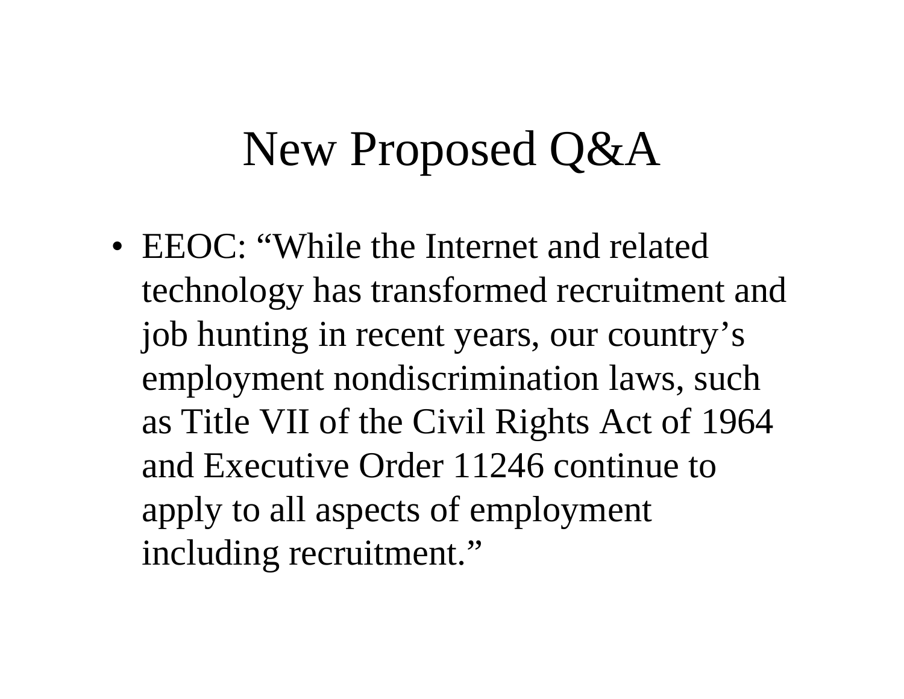# New Proposed Q&A

- EEOC: “While the Internet and related technology has transformed recruitment and job hunting in recent years, our country’s employment nondiscrimination laws, such as Title VII of the Civil Rights Act of 1964 and Executive Order 11246 continue to apply to all aspects of employment including recruitment.”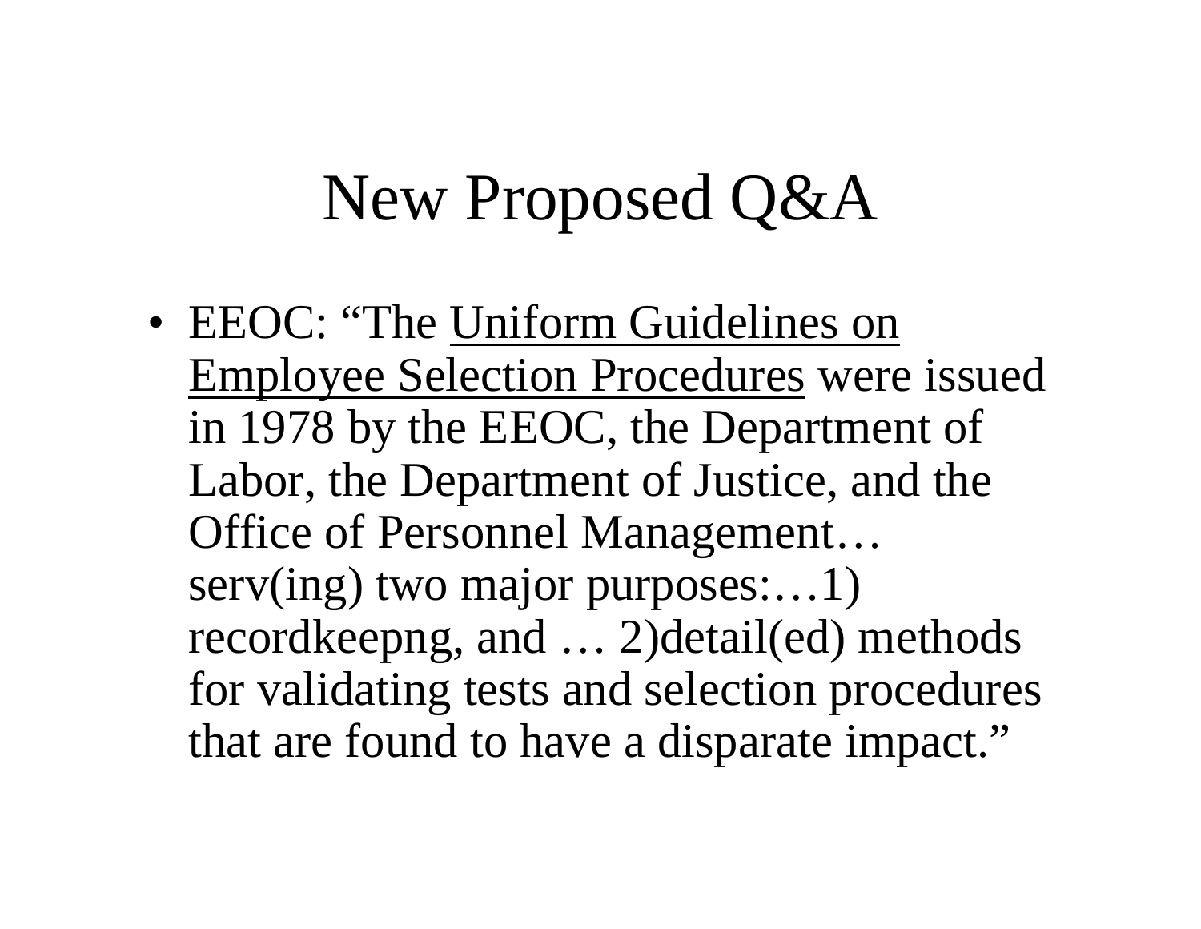# New Proposed Q&A

- EEOC: "The <u>Uniform Guidelines on Employee Selection Procedures</u> were issued in 1978 by the EEOC, the Department of Labor, the Department of Justice, and the Office of Personnel Management… serv(ing) two major purposes:…1) recordkeepng, and … 2)detail(ed) methods for validating tests and selection procedures that are found to have a disparate impact."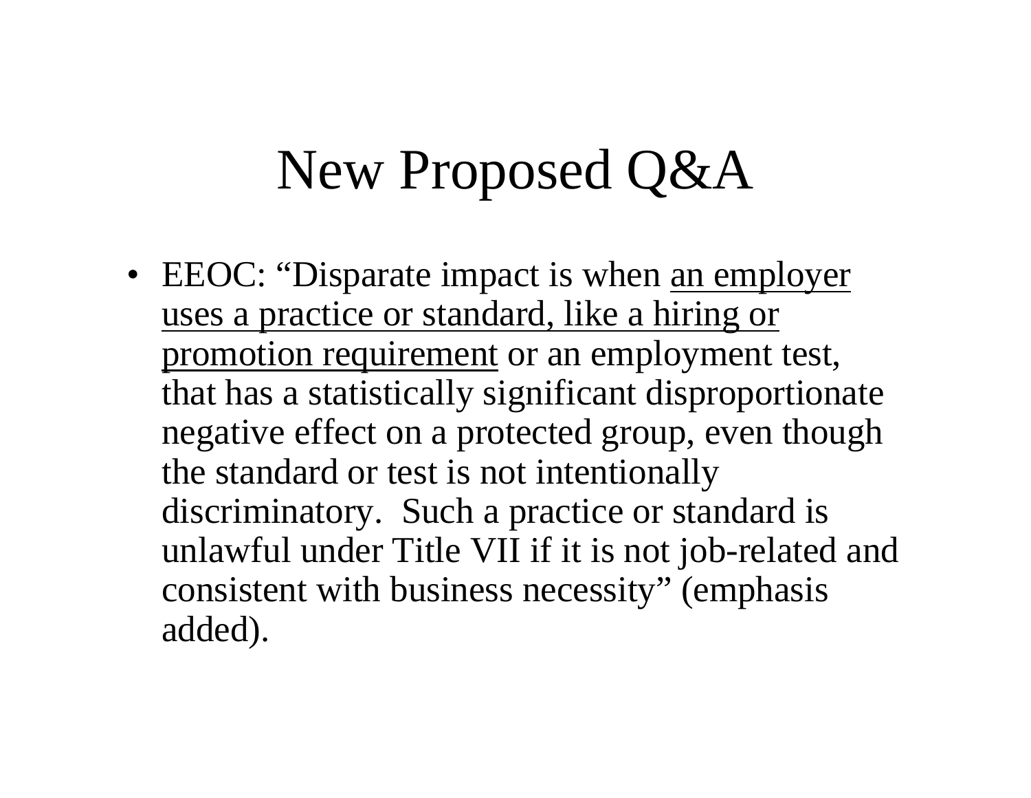# New Proposed Q&A

- EEOC: "Disparate impact is when <u>an employer uses a practice or standard, like a hiring or promotion requirement</u> or an employment test, that has a statistically significant disproportionate negative effect on a protected group, even though the standard or test is not intentionally discriminatory. Such a practice or standard is unlawful under Title VII if it is not job-related and consistent with business necessity" (emphasis added).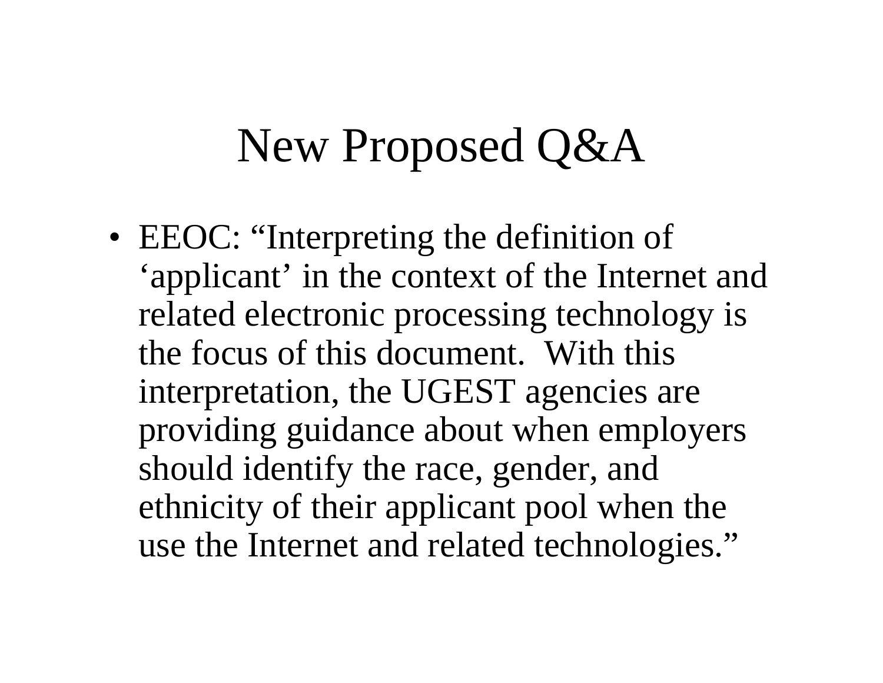# New Proposed Q&A

- EEOC: "Interpreting the definition of 'applicant' in the context of the Internet and related electronic processing technology is the focus of this document. With this interpretation, the UGEST agencies are providing guidance about when employers should identify the race, gender, and ethnicity of their applicant pool when the use the Internet and related technologies."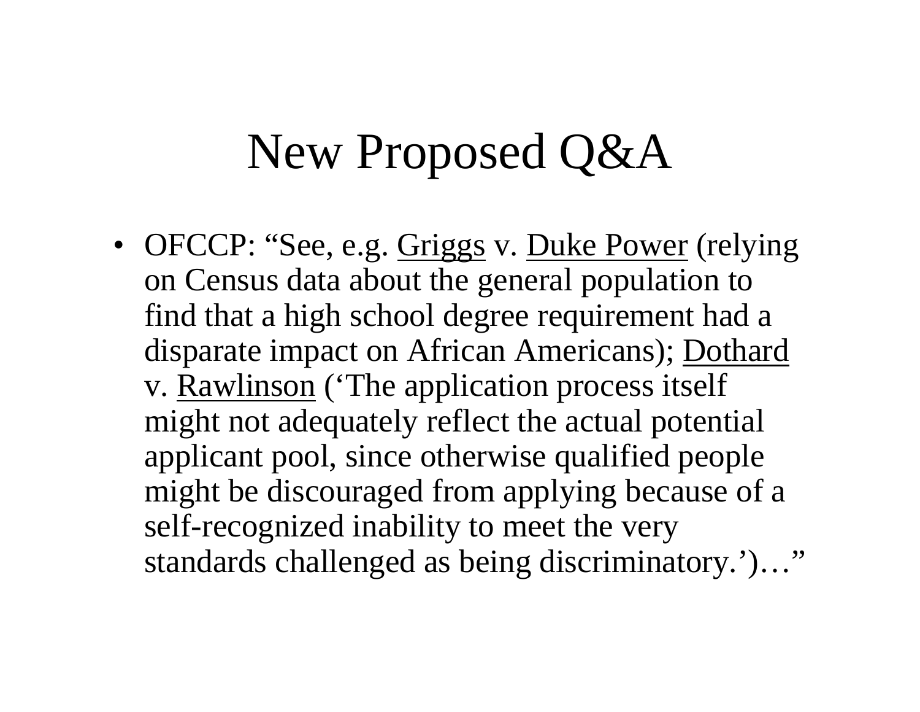# New Proposed Q&A

- OFCCP: "See, e.g. Griggs v. Duke Power (relying on Census data about the general population to find that a high school degree requirement had a disparate impact on African Americans); Dothard v. Rawlinson ('The application process itself might not adequately reflect the actual potential applicant pool, since otherwise qualified people might be discouraged from applying because of a self-recognized inability to meet the very standards challenged as being discriminatory.')…"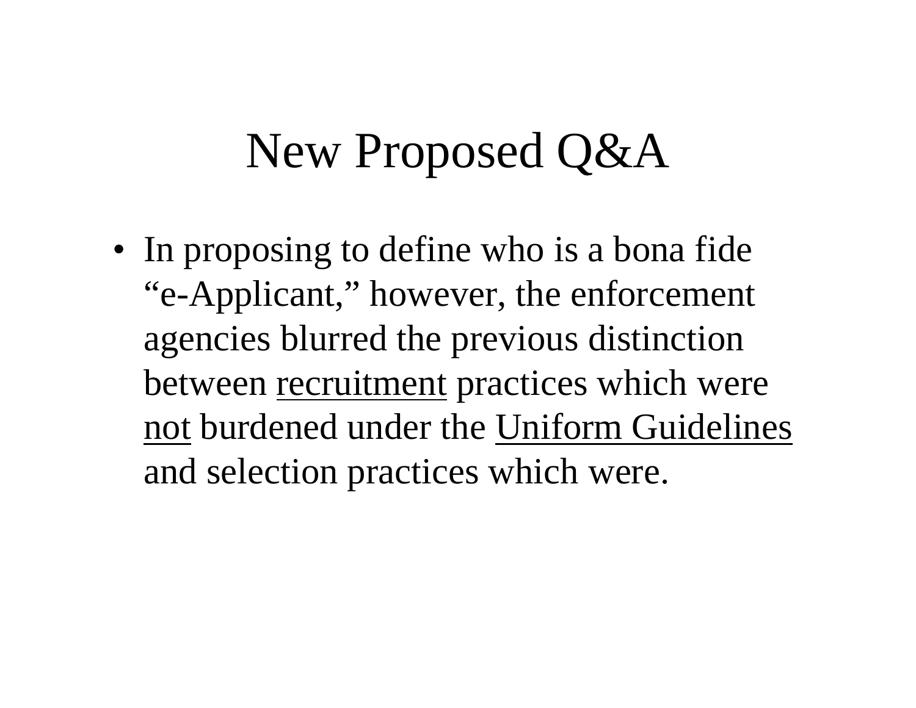# New Proposed Q&A

- In proposing to define who is a bona fide "e-Applicant," however, the enforcement agencies blurred the previous distinction between <u>recruitment</u> practices which were <u>not</u> burdened under the <u>Uniform Guidelines</u> and selection practices which were.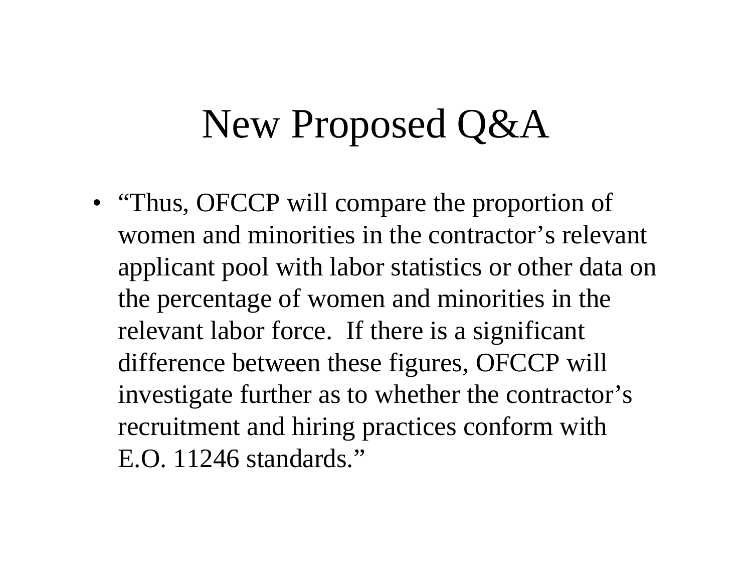# New Proposed Q&A

- "Thus, OFCCP will compare the proportion of women and minorities in the contractor's relevant applicant pool with labor statistics or other data on the percentage of women and minorities in the relevant labor force. If there is a significant difference between these figures, OFCCP will investigate further as to whether the contractor's recruitment and hiring practices conform with E.O. 11246 standards."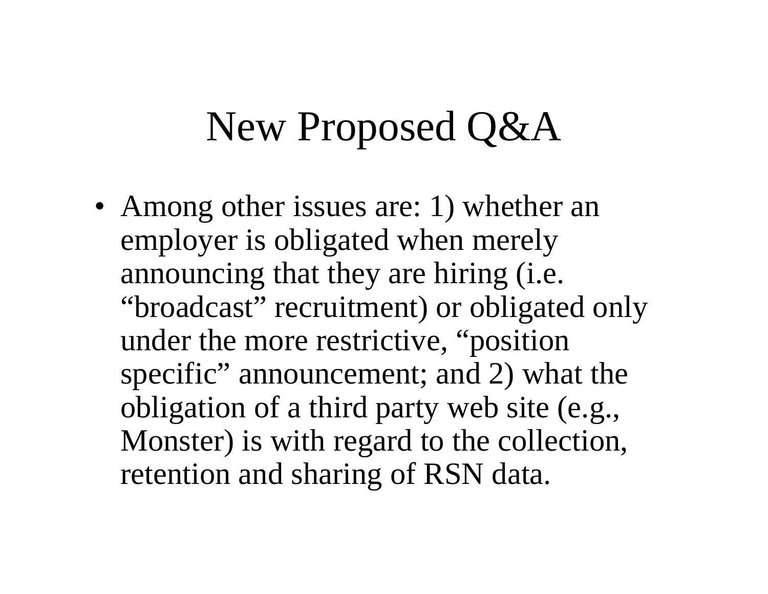# New Proposed Q&A

- Among other issues are: 1) whether an employer is obligated when merely announcing that they are hiring (i.e. "broadcast" recruitment) or obligated only under the more restrictive, "position specific" announcement; and 2) what the obligation of a third party web site (e.g., Monster) is with regard to the collection, retention and sharing of RSN data.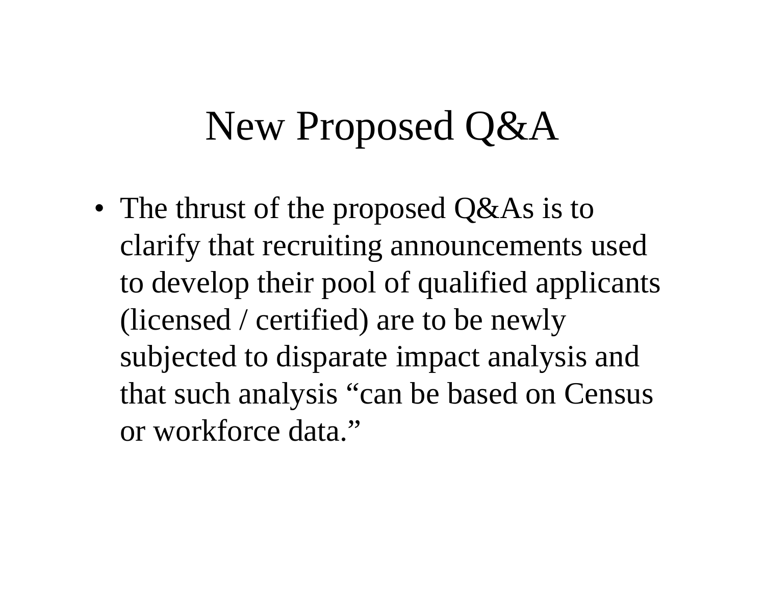# New Proposed Q&A

- The thrust of the proposed Q&As is to clarify that recruiting announcements used to develop their pool of qualified applicants (licensed / certified) are to be newly subjected to disparate impact analysis and that such analysis "can be based on Census or workforce data."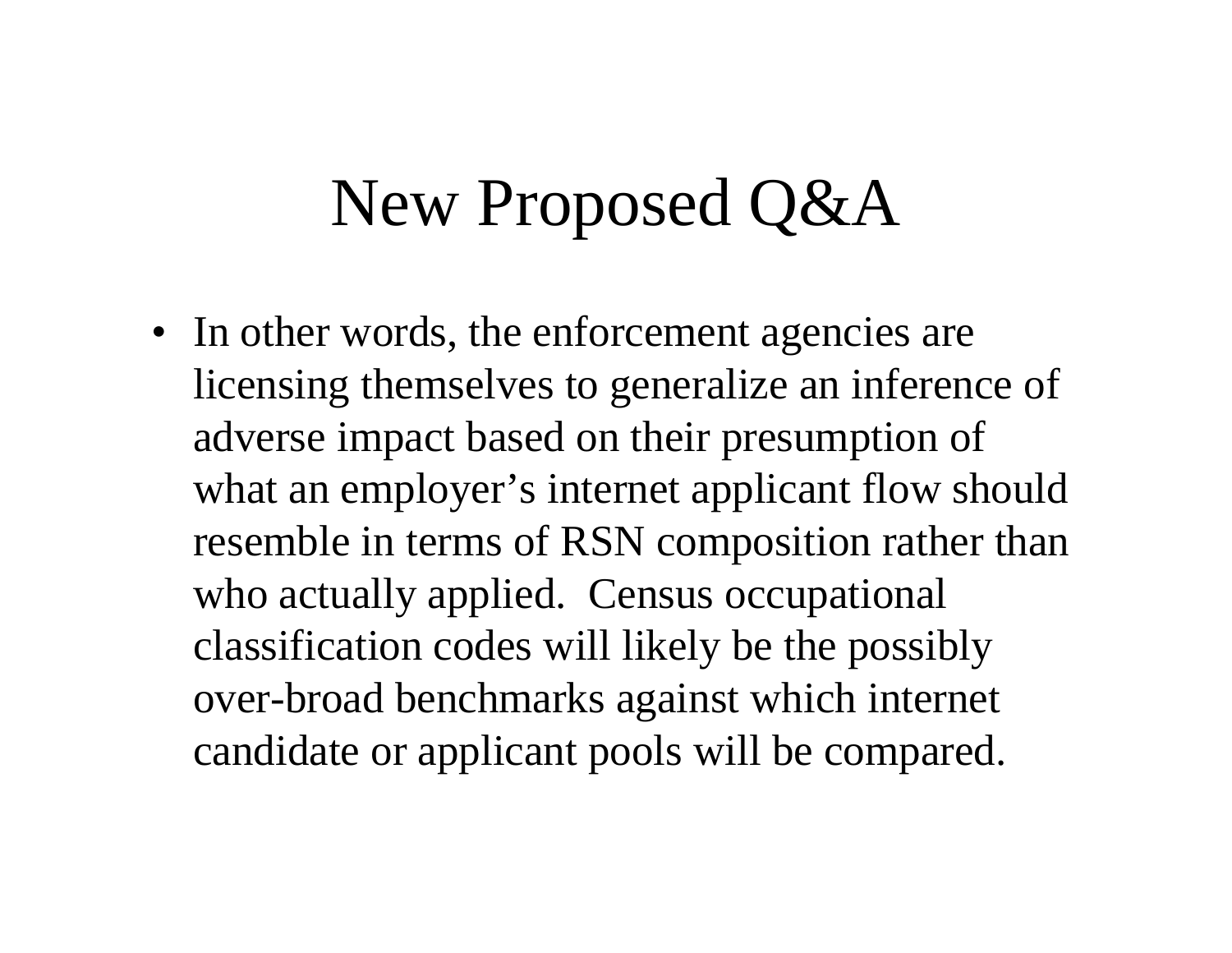# New Proposed Q&A

- In other words, the enforcement agencies are licensing themselves to generalize an inference of adverse impact based on their presumption of what an employer's internet applicant flow should resemble in terms of RSN composition rather than who actually applied. Census occupational classification codes will likely be the possibly over-broad benchmarks against which internet candidate or applicant pools will be compared.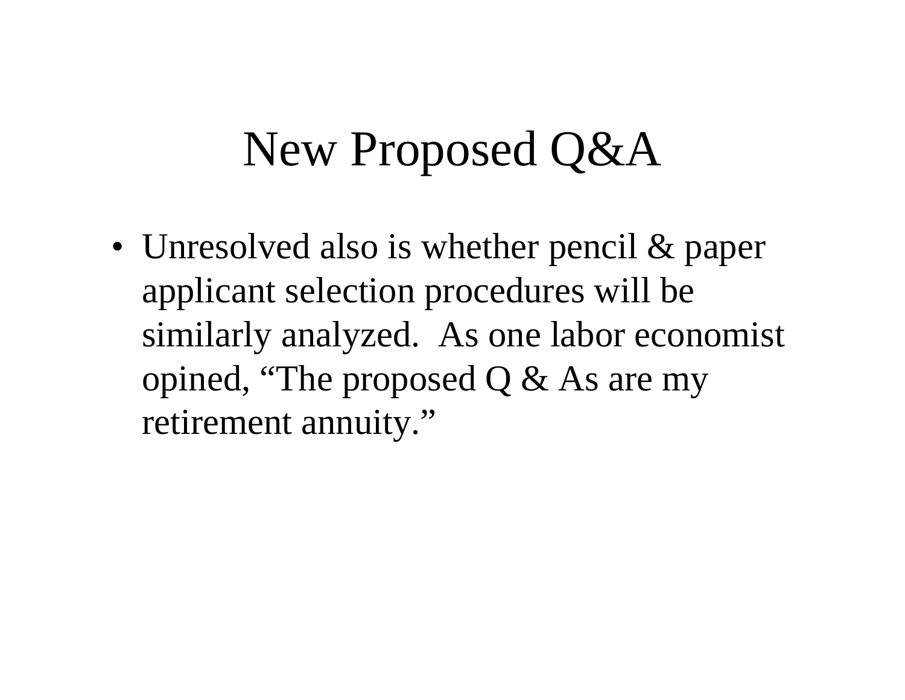# New Proposed Q&A

- Unresolved also is whether pencil & paper applicant selection procedures will be similarly analyzed. As one labor economist opined, "The proposed Q & As are my retirement annuity."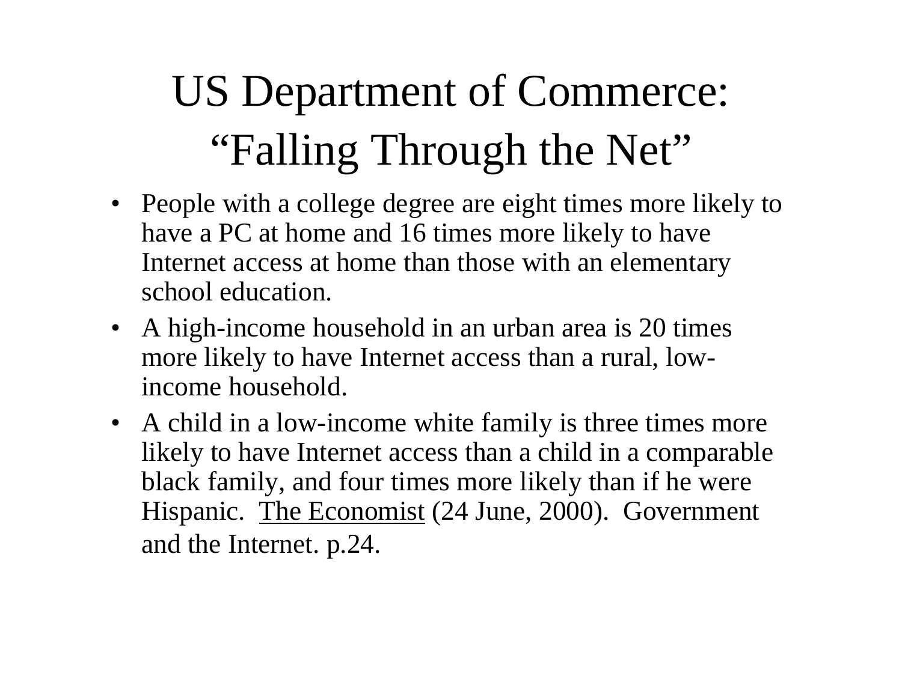# US Department of Commerce: "Falling Through the Net"

- People with a college degree are eight times more likely to have a PC at home and 16 times more likely to have Internet access at home than those with an elementary school education.
- A high-income household in an urban area is 20 times more likely to have Internet access than a rural, low-income household.
- A child in a low-income white family is three times more likely to have Internet access than a child in a comparable black family, and four times more likely than if he were Hispanic. The Economist (24 June, 2000). Government and the Internet. p.24.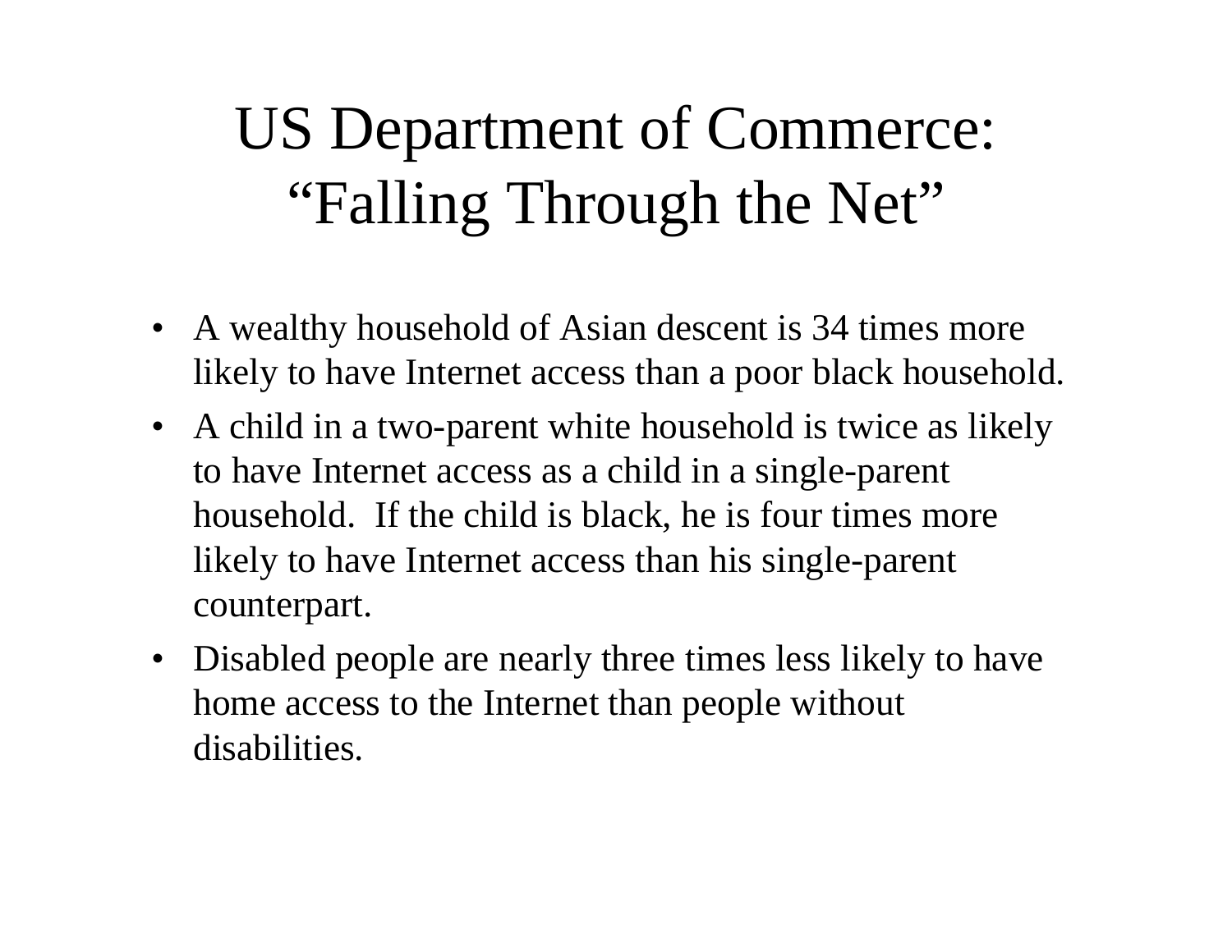# US Department of Commerce: “Falling Through the Net”

- A wealthy household of Asian descent is 34 times more likely to have Internet access than a poor black household.
- A child in a two-parent white household is twice as likely to have Internet access as a child in a single-parent household. If the child is black, he is four times more likely to have Internet access than his single-parent counterpart.
- Disabled people are nearly three times less likely to have home access to the Internet than people without disabilities.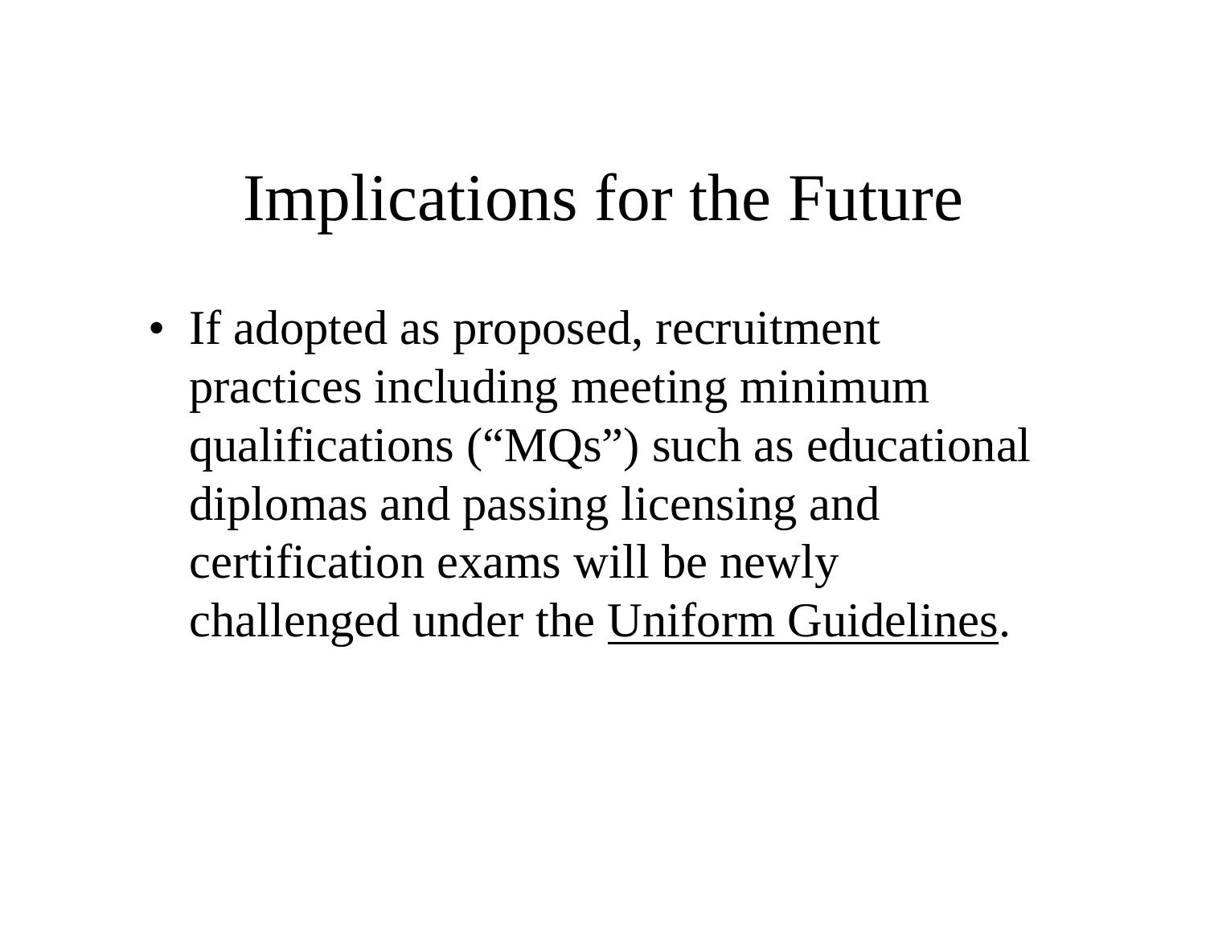# Implications for the Future

- If adopted as proposed, recruitment practices including meeting minimum qualifications ("MQs") such as educational diplomas and passing licensing and certification exams will be newly challenged under the <u>Uniform Guidelines</u>.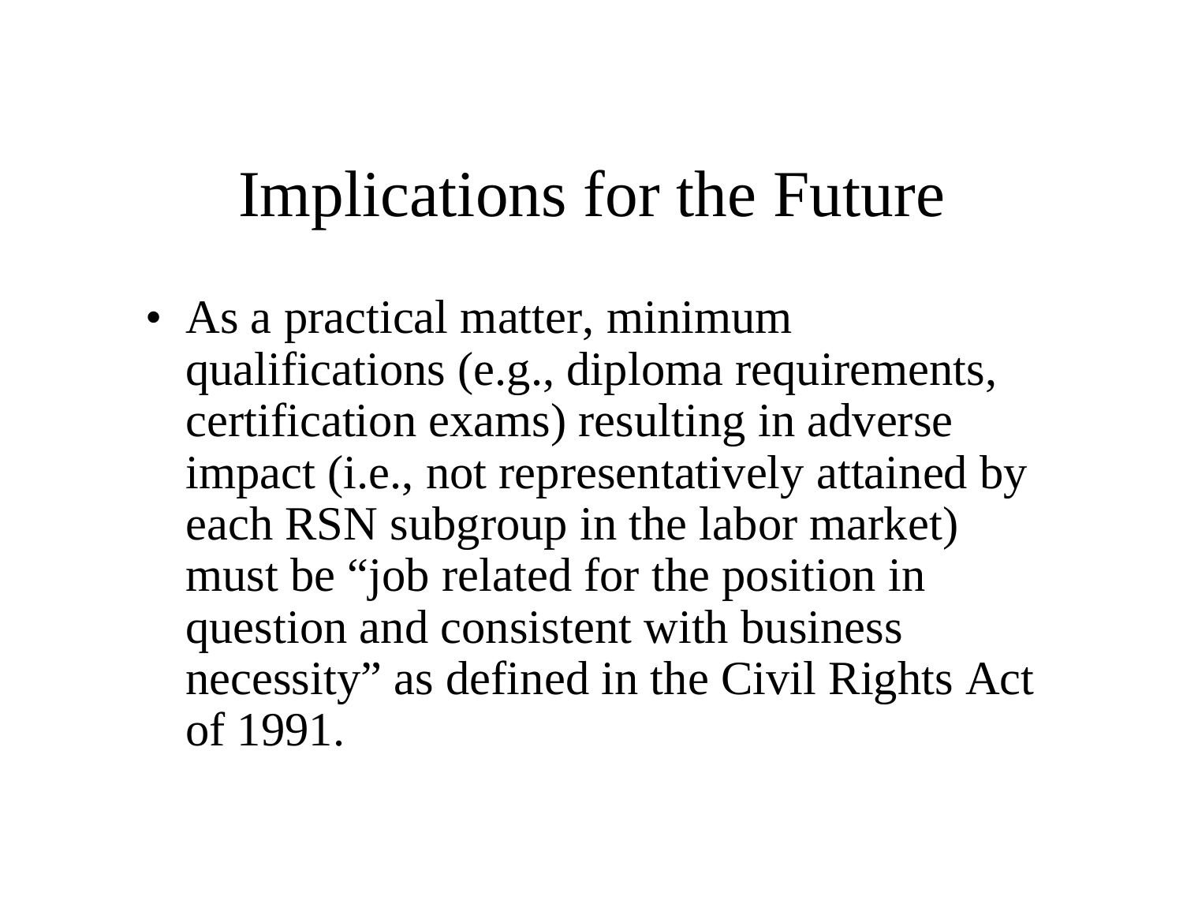# Implications for the Future

- As a practical matter, minimum qualifications (e.g., diploma requirements, certification exams) resulting in adverse impact (i.e., not representatively attained by each RSN subgroup in the labor market) must be "job related for the position in question and consistent with business necessity" as defined in the Civil Rights Act of 1991.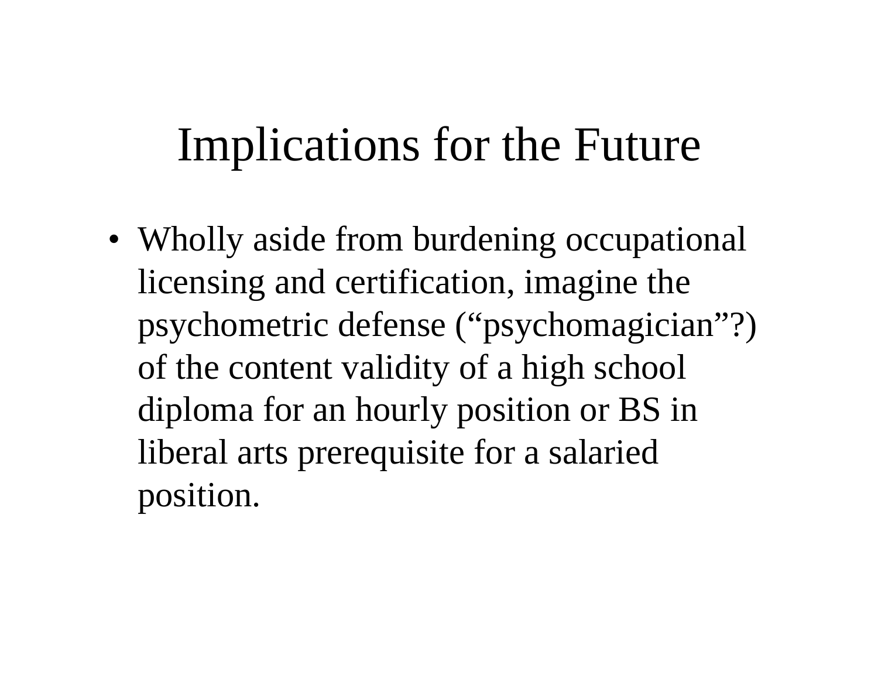# Implications for the Future

- Wholly aside from burdening occupational licensing and certification, imagine the psychometric defense ("psychomagician"?) of the content validity of a high school diploma for an hourly position or BS in liberal arts prerequisite for a salaried position.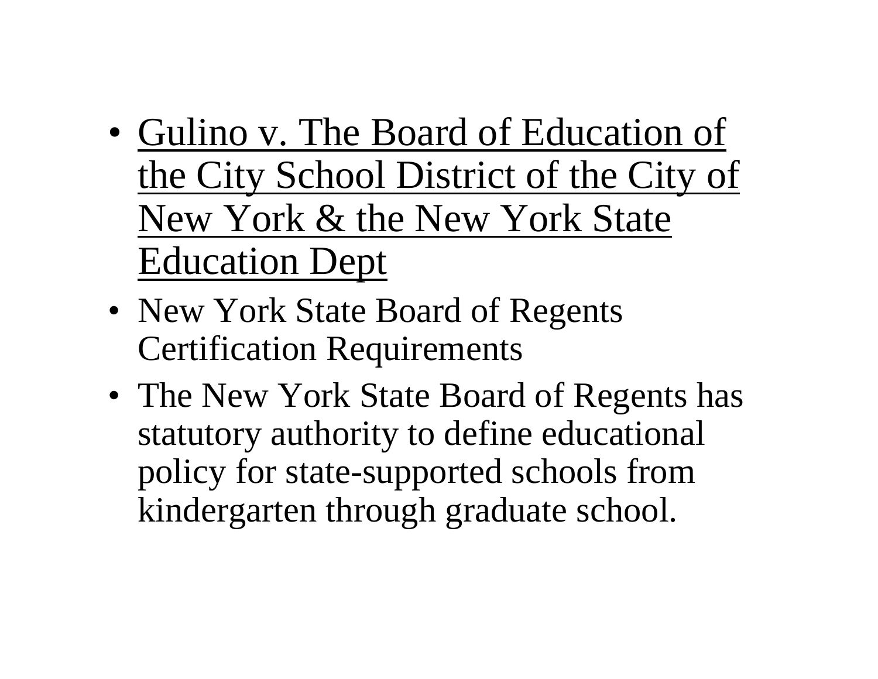- <u>Gulino v. The Board of Education of the City School District of the City of New York & the New York State Education Dept</u>
- New York State Board of Regents Certification Requirements
- The New York State Board of Regents has statutory authority to define educational policy for state-supported schools from kindergarten through graduate school.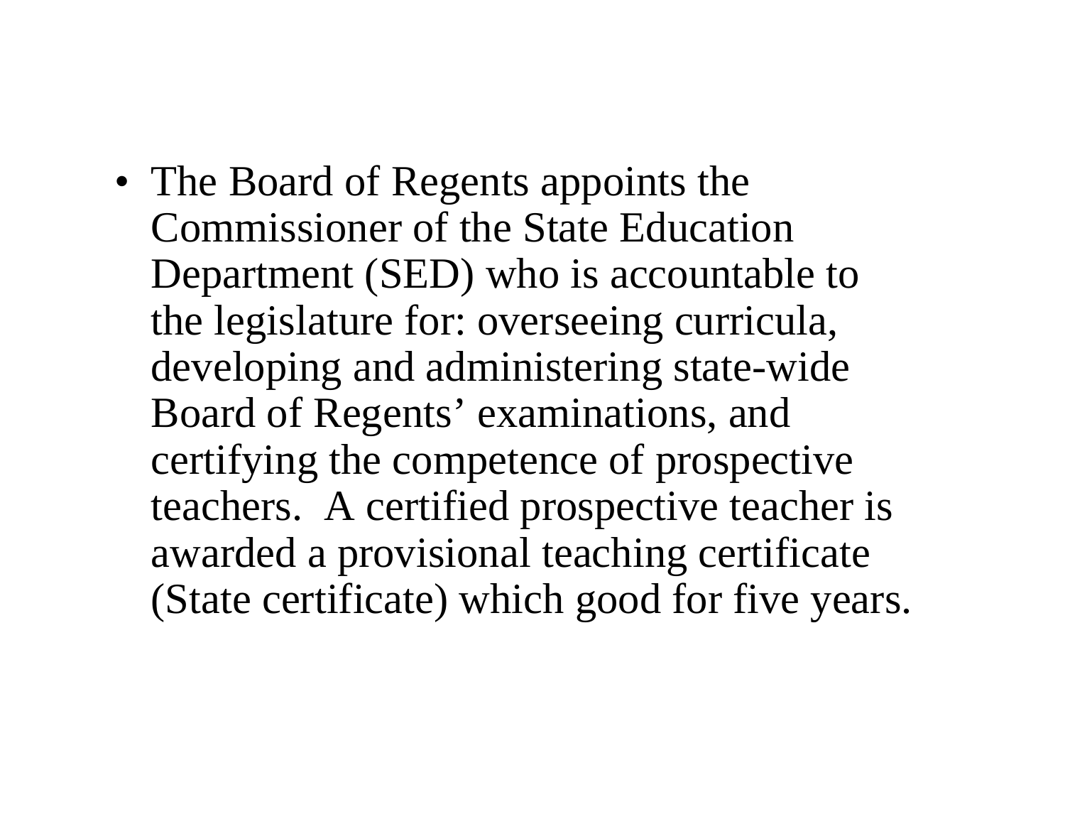- The Board of Regents appoints the Commissioner of the State Education Department (SED) who is accountable to the legislature for: overseeing curricula, developing and administering state-wide Board of Regents’ examinations, and certifying the competence of prospective teachers.  A certified prospective teacher is awarded a provisional teaching certificate (State certificate) which good for five years.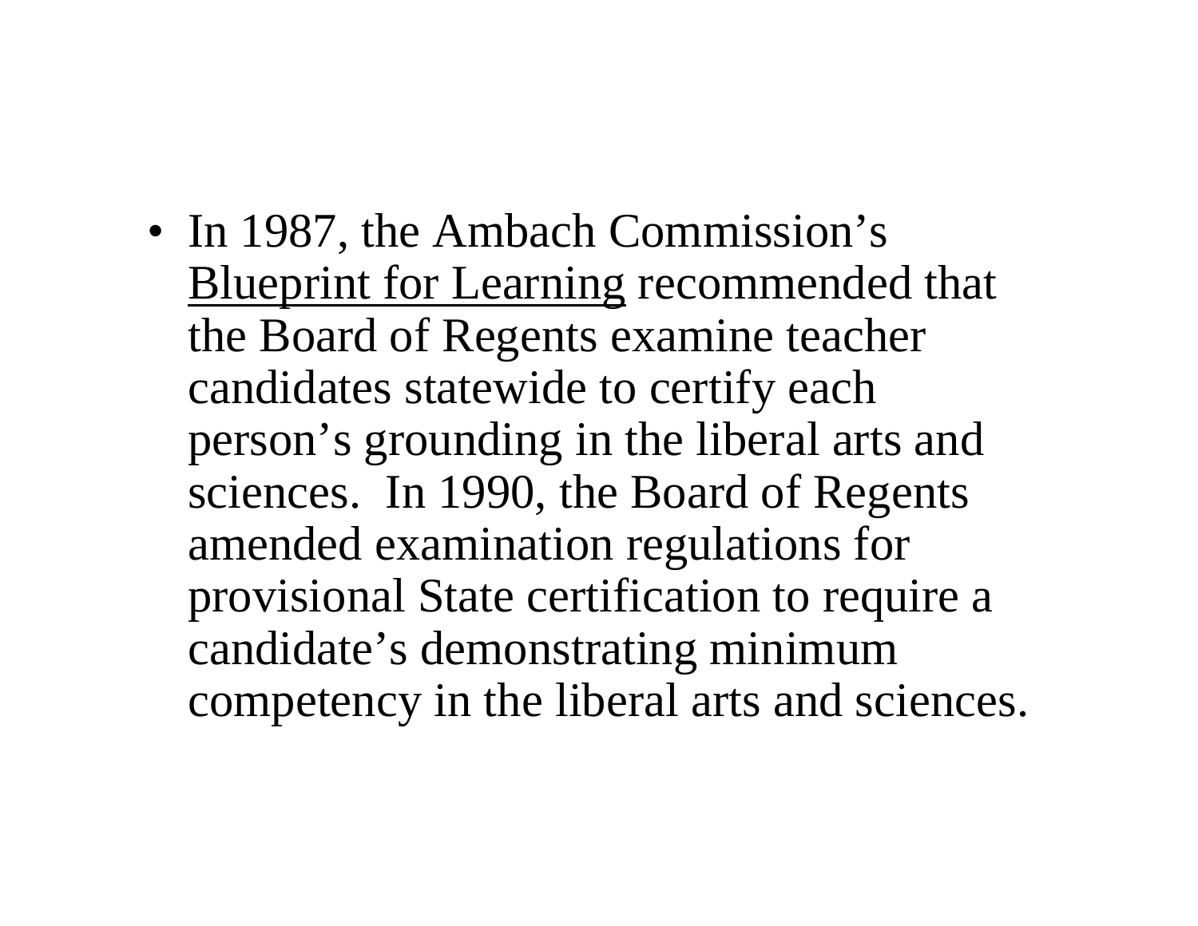- In 1987, the Ambach Commission’s <u>Blueprint for Learning</u> recommended that the Board of Regents examine teacher candidates statewide to certify each person’s grounding in the liberal arts and sciences.  In 1990, the Board of Regents amended examination regulations for provisional State certification to require a candidate’s demonstrating minimum competency in the liberal arts and sciences.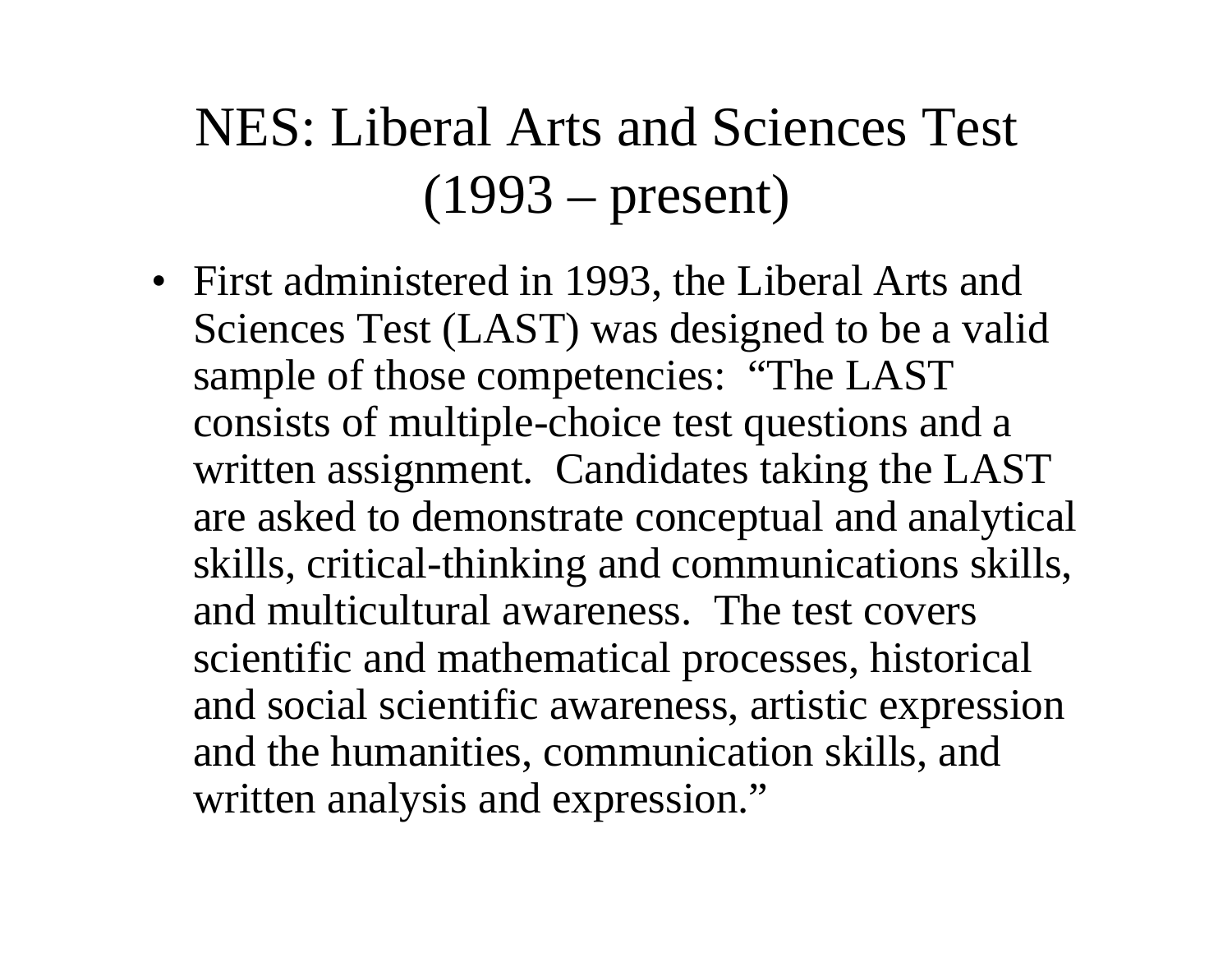# NES: Liberal Arts and Sciences Test (1993 – present)

- First administered in 1993, the Liberal Arts and Sciences Test (LAST) was designed to be a valid sample of those competencies: "The LAST consists of multiple-choice test questions and a written assignment. Candidates taking the LAST are asked to demonstrate conceptual and analytical skills, critical-thinking and communications skills, and multicultural awareness. The test covers scientific and mathematical processes, historical and social scientific awareness, artistic expression and the humanities, communication skills, and written analysis and expression."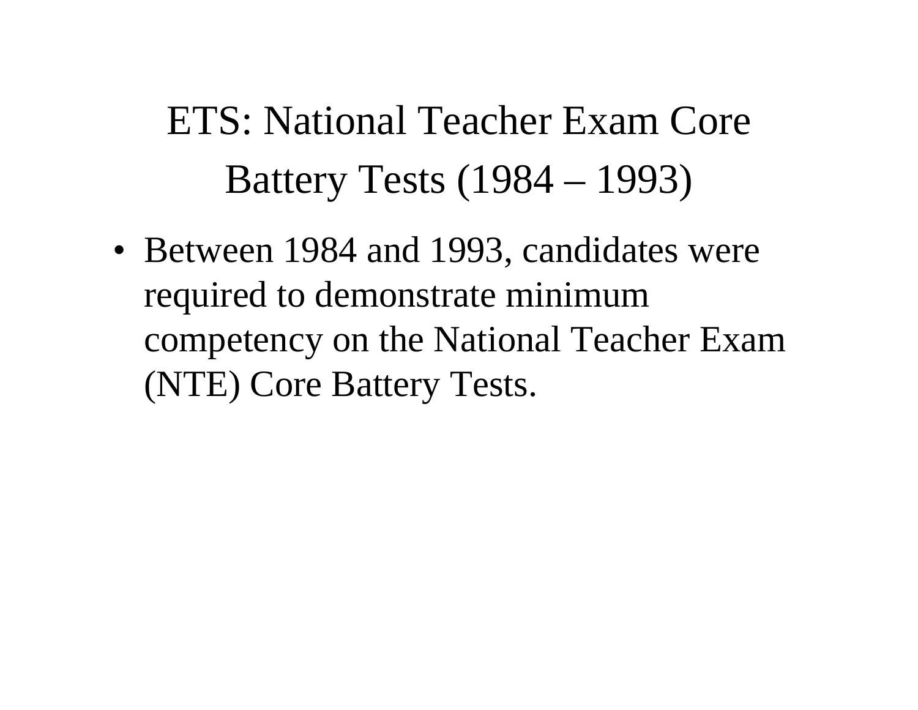# ETS: National Teacher Exam Core Battery Tests (1984 – 1993)

- Between 1984 and 1993, candidates were required to demonstrate minimum competency on the National Teacher Exam (NTE) Core Battery Tests.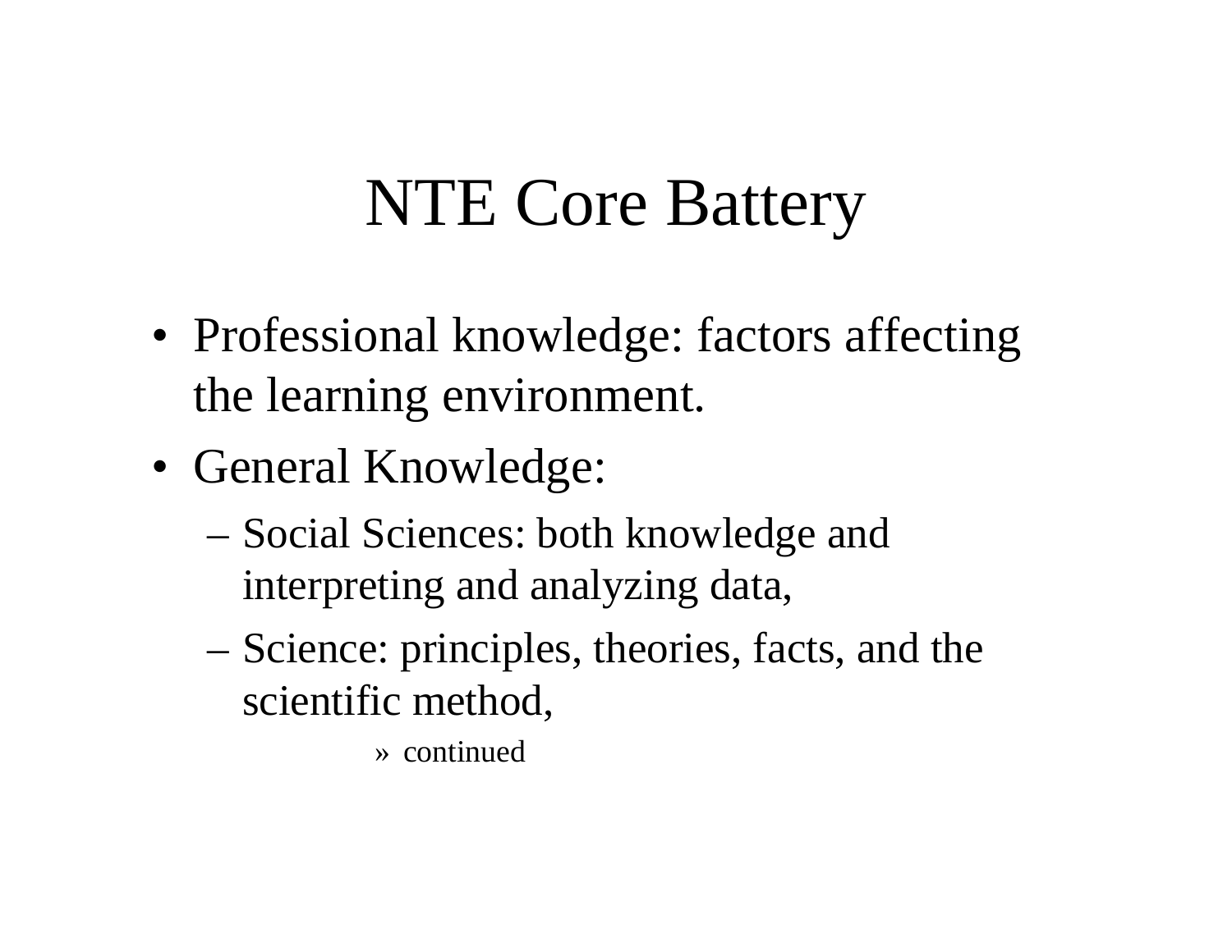# NTE Core Battery

- Professional knowledge: factors affecting the learning environment.
- General Knowledge:
  - Social Sciences: both knowledge and interpreting and analyzing data,
  - Science: principles, theories, facts, and the scientific method,
    - » continued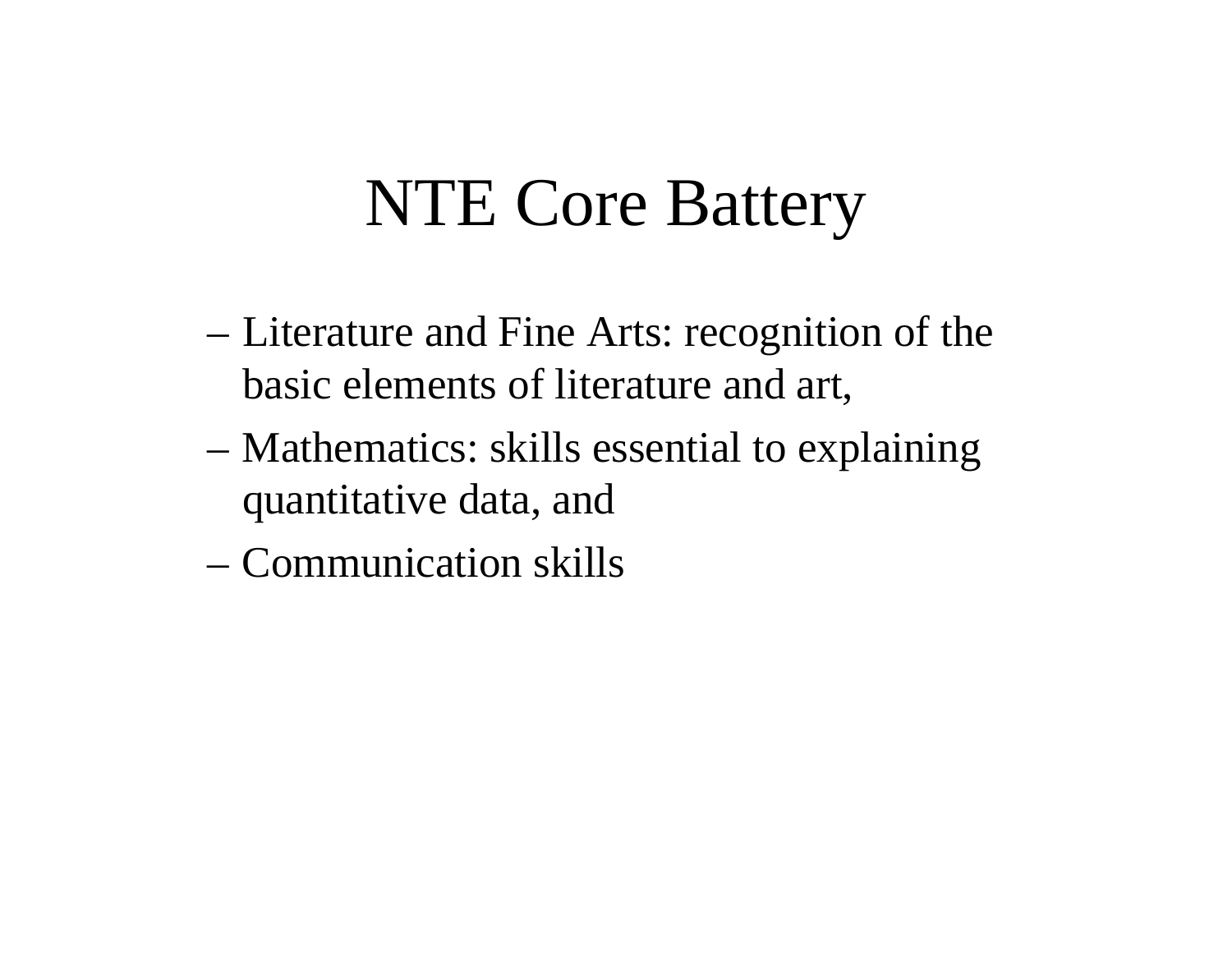# NTE Core Battery

- Literature and Fine Arts: recognition of the basic elements of literature and art,
- Mathematics: skills essential to explaining quantitative data, and
- Communication skills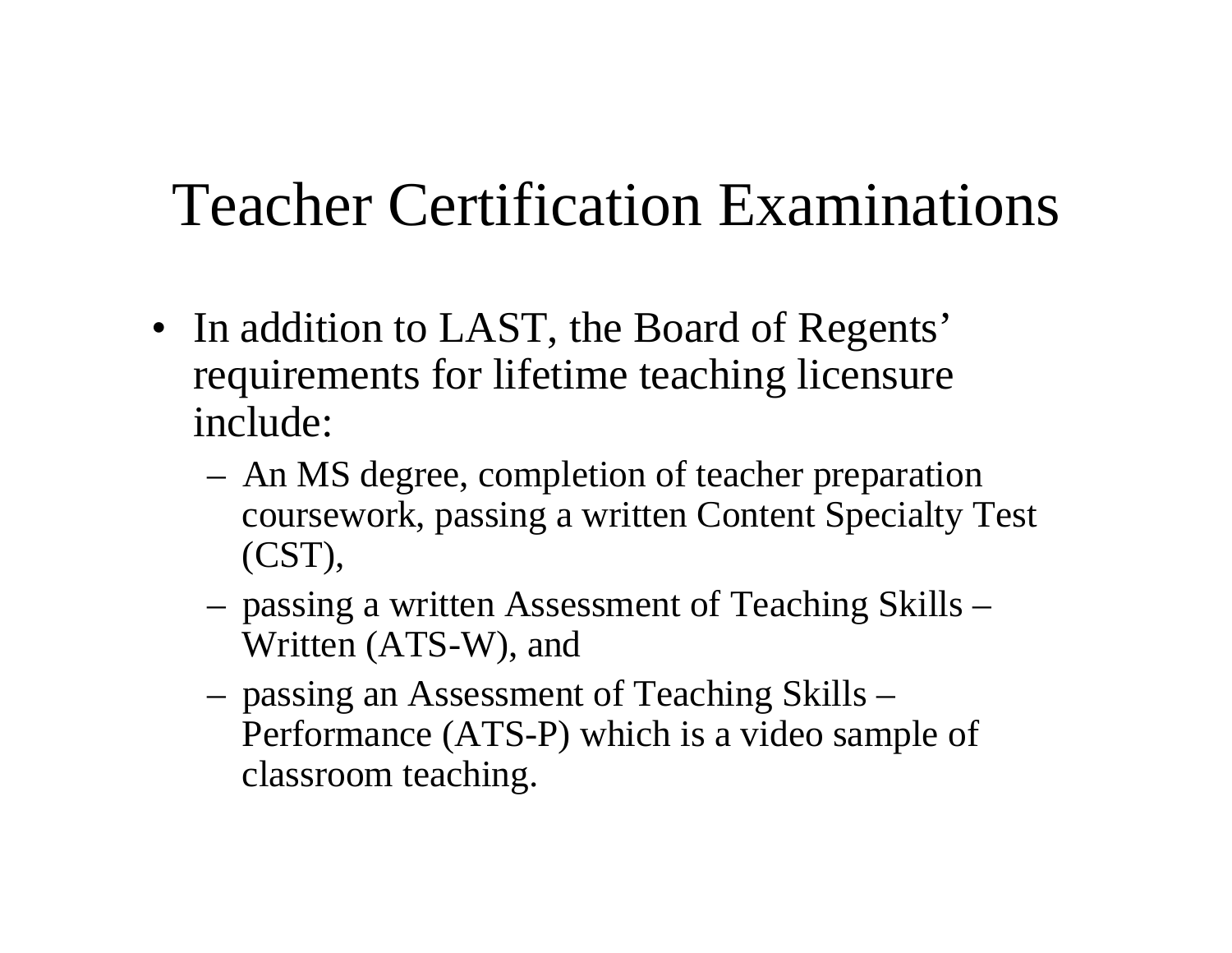# Teacher Certification Examinations

- In addition to LAST, the Board of Regents' requirements for lifetime teaching licensure include:
  - An MS degree, completion of teacher preparation coursework, passing a written Content Specialty Test (CST),
  - passing a written Assessment of Teaching Skills – Written (ATS-W), and
  - passing an Assessment of Teaching Skills – Performance (ATS-P) which is a video sample of classroom teaching.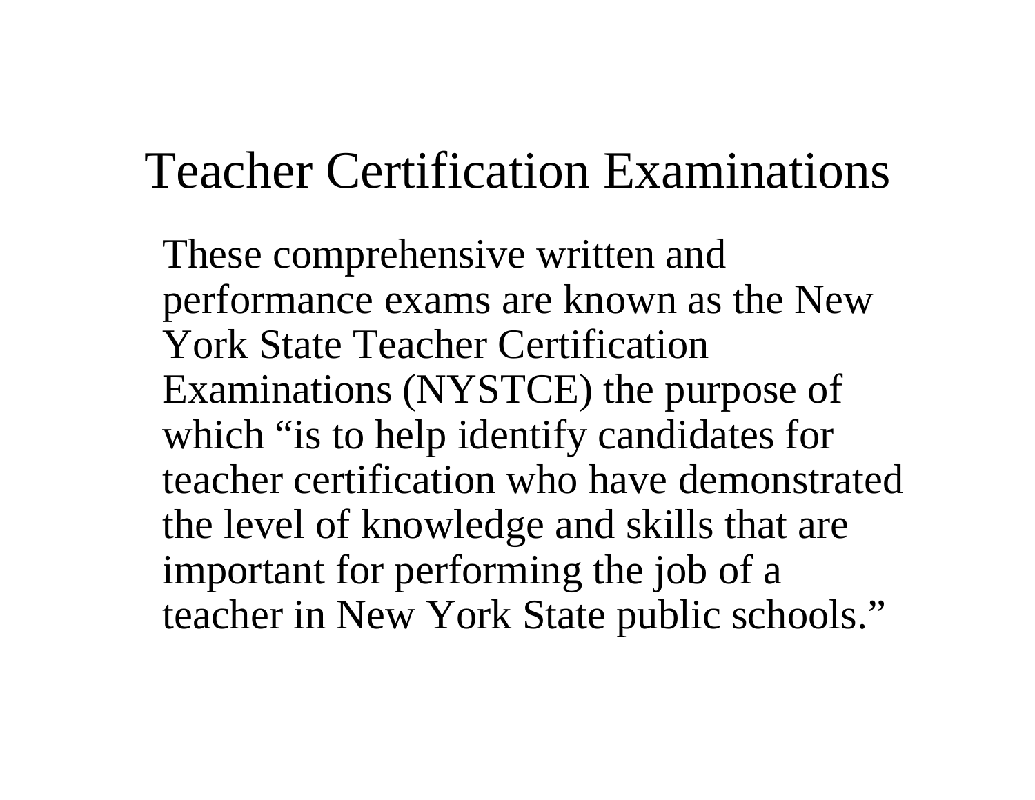# Teacher Certification Examinations

These comprehensive written and performance exams are known as the New York State Teacher Certification Examinations (NYSTCE) the purpose of which "is to help identify candidates for teacher certification who have demonstrated the level of knowledge and skills that are important for performing the job of a teacher in New York State public schools."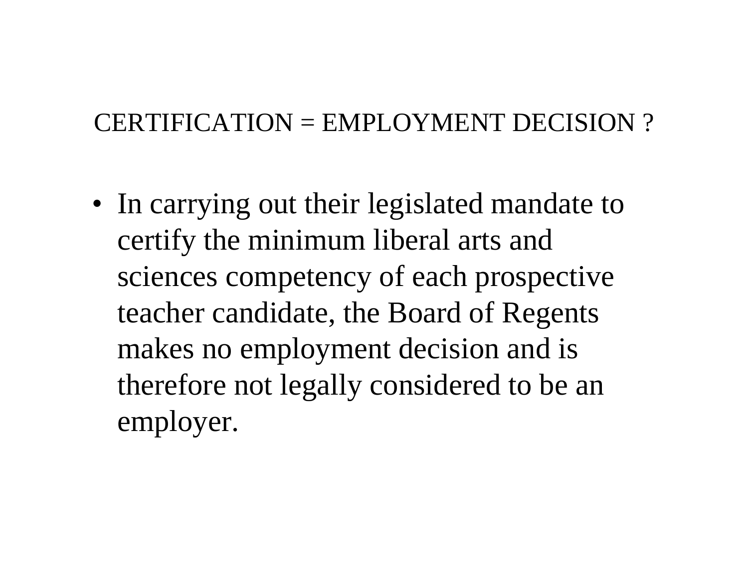## CERTIFICATION = EMPLOYMENT DECISION ?

- In carrying out their legislated mandate to certify the minimum liberal arts and sciences competency of each prospective teacher candidate, the Board of Regents makes no employment decision and is therefore not legally considered to be an employer.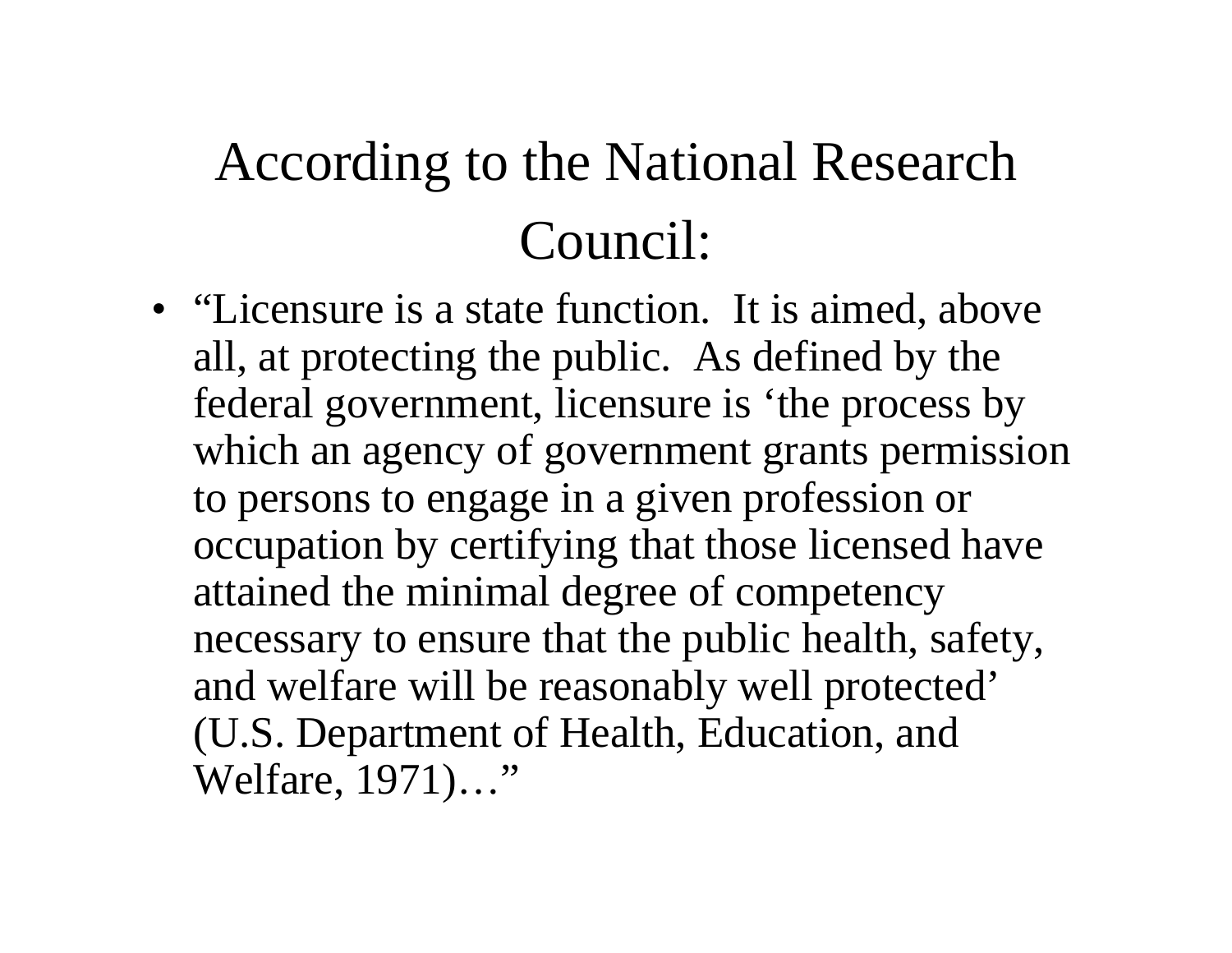# According to the National Research Council:

- “Licensure is a state function. It is aimed, above all, at protecting the public. As defined by the federal government, licensure is ‘the process by which an agency of government grants permission to persons to engage in a given profession or occupation by certifying that those licensed have attained the minimal degree of competency necessary to ensure that the public health, safety, and welfare will be reasonably well protected’ (U.S. Department of Health, Education, and Welfare, 1971)…”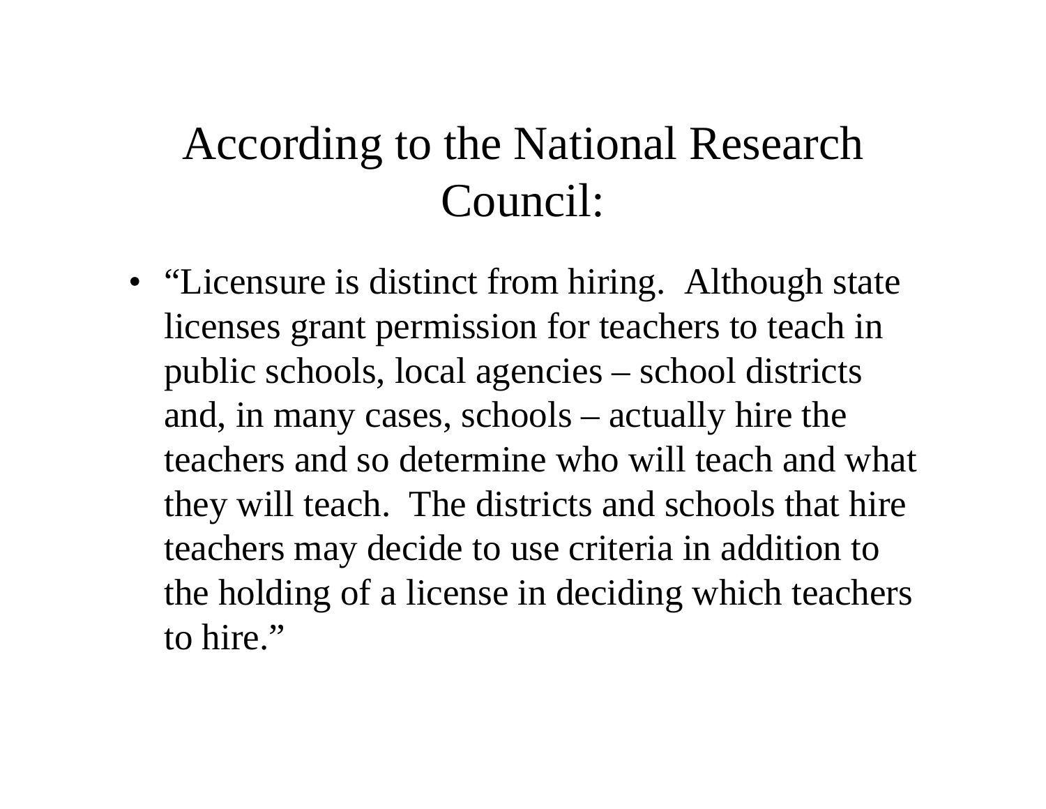# According to the National Research Council:

- "Licensure is distinct from hiring. Although state licenses grant permission for teachers to teach in public schools, local agencies – school districts and, in many cases, schools – actually hire the teachers and so determine who will teach and what they will teach. The districts and schools that hire teachers may decide to use criteria in addition to the holding of a license in deciding which teachers to hire."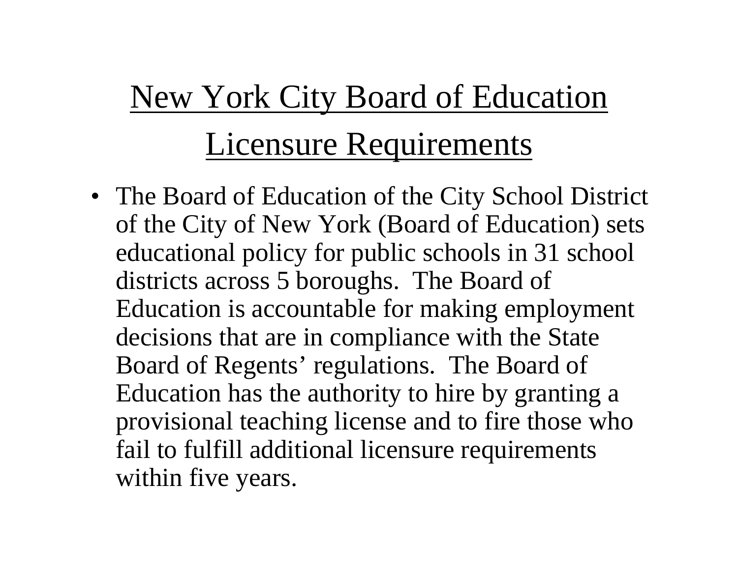# New York City Board of Education Licensure Requirements

- The Board of Education of the City School District of the City of New York (Board of Education) sets educational policy for public schools in 31 school districts across 5 boroughs. The Board of Education is accountable for making employment decisions that are in compliance with the State Board of Regents' regulations. The Board of Education has the authority to hire by granting a provisional teaching license and to fire those who fail to fulfill additional licensure requirements within five years.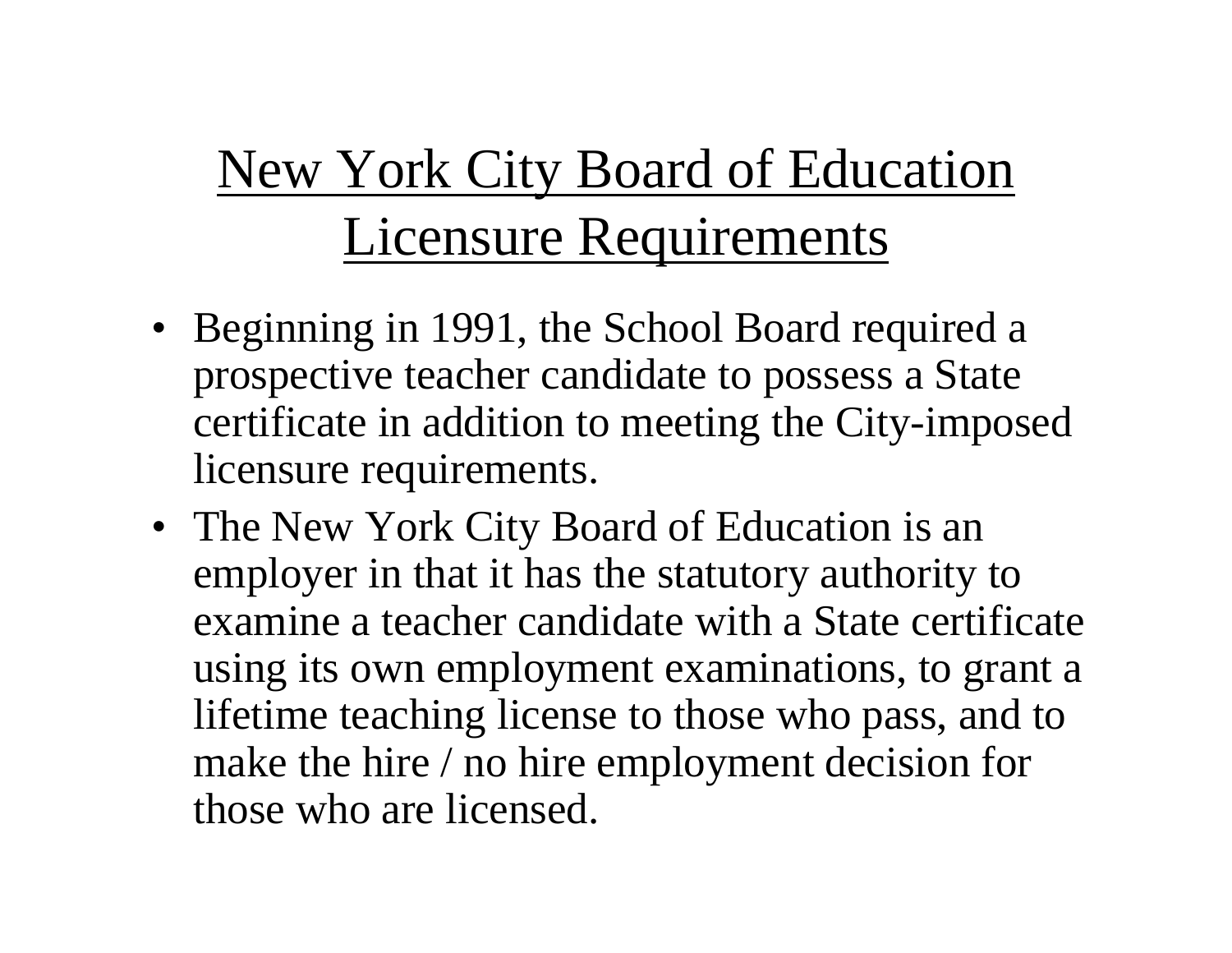# New York City Board of Education Licensure Requirements

- Beginning in 1991, the School Board required a prospective teacher candidate to possess a State certificate in addition to meeting the City-imposed licensure requirements.
- The New York City Board of Education is an employer in that it has the statutory authority to examine a teacher candidate with a State certificate using its own employment examinations, to grant a lifetime teaching license to those who pass, and to make the hire / no hire employment decision for those who are licensed.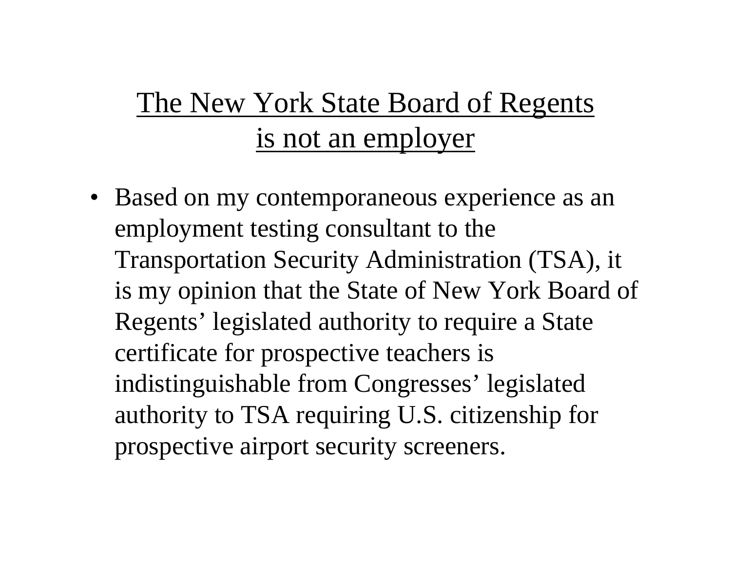# The New York State Board of Regents is not an employer

- Based on my contemporaneous experience as an employment testing consultant to the Transportation Security Administration (TSA), it is my opinion that the State of New York Board of Regents' legislated authority to require a State certificate for prospective teachers is indistinguishable from Congresses' legislated authority to TSA requiring U.S. citizenship for prospective airport security screeners.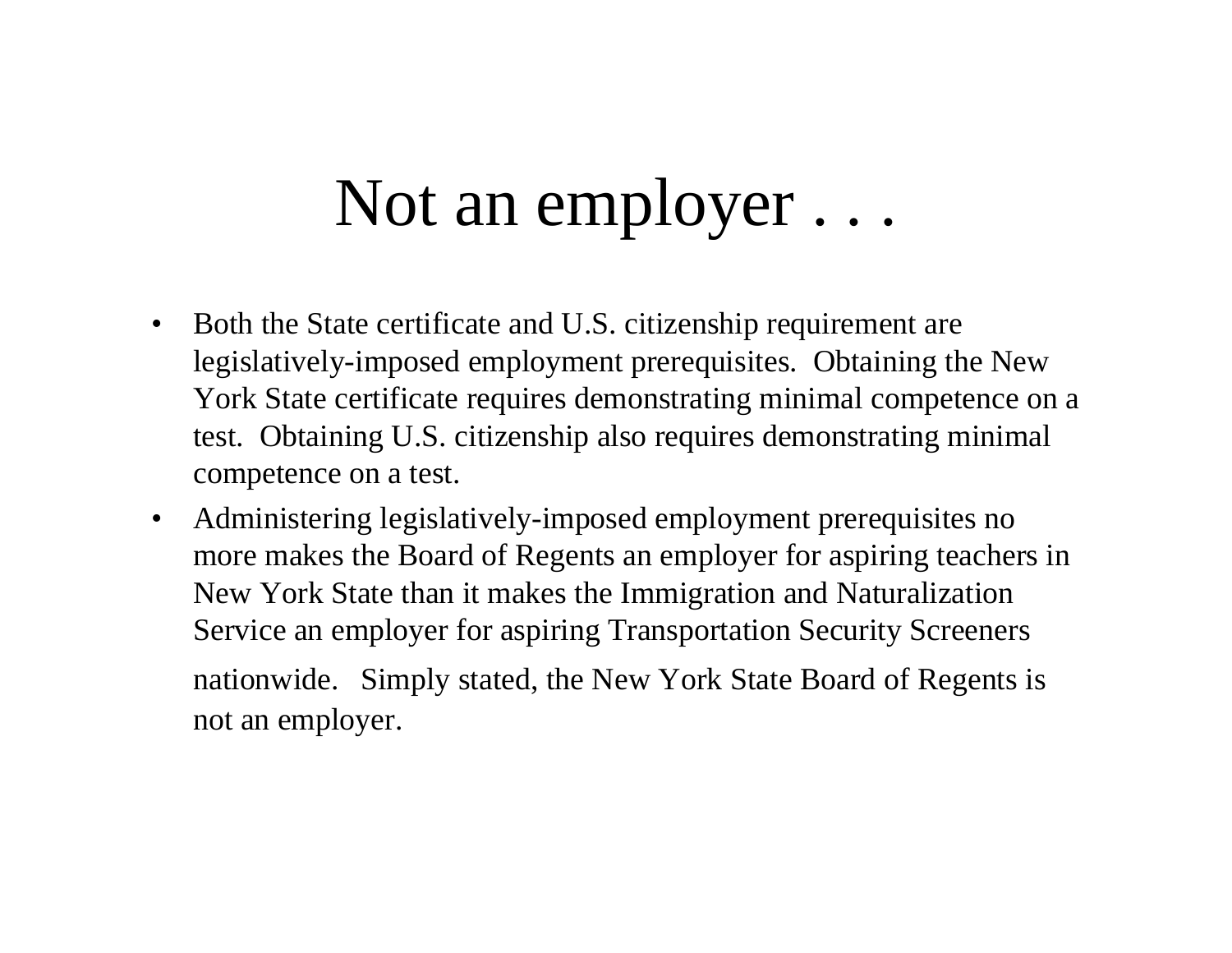# Not an employer . . .

- Both the State certificate and U.S. citizenship requirement are legislatively-imposed employment prerequisites. Obtaining the New York State certificate requires demonstrating minimal competence on a test. Obtaining U.S. citizenship also requires demonstrating minimal competence on a test.
- Administering legislatively-imposed employment prerequisites no more makes the Board of Regents an employer for aspiring teachers in New York State than it makes the Immigration and Naturalization Service an employer for aspiring Transportation Security Screeners nationwide. Simply stated, the New York State Board of Regents is not an employer.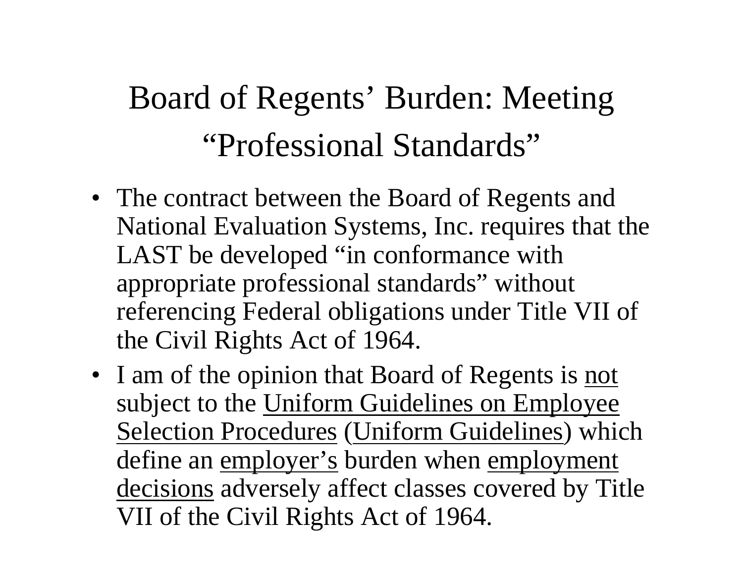# Board of Regents' Burden: Meeting "Professional Standards"

- The contract between the Board of Regents and National Evaluation Systems, Inc. requires that the LAST be developed "in conformance with appropriate professional standards" without referencing Federal obligations under Title VII of the Civil Rights Act of 1964.
- I am of the opinion that Board of Regents is <u>not</u> subject to the <u>Uniform Guidelines on Employee Selection Procedures</u> (<u>Uniform Guidelines</u>) which define an <u>employer's</u> burden when <u>employment decisions</u> adversely affect classes covered by Title VII of the Civil Rights Act of 1964.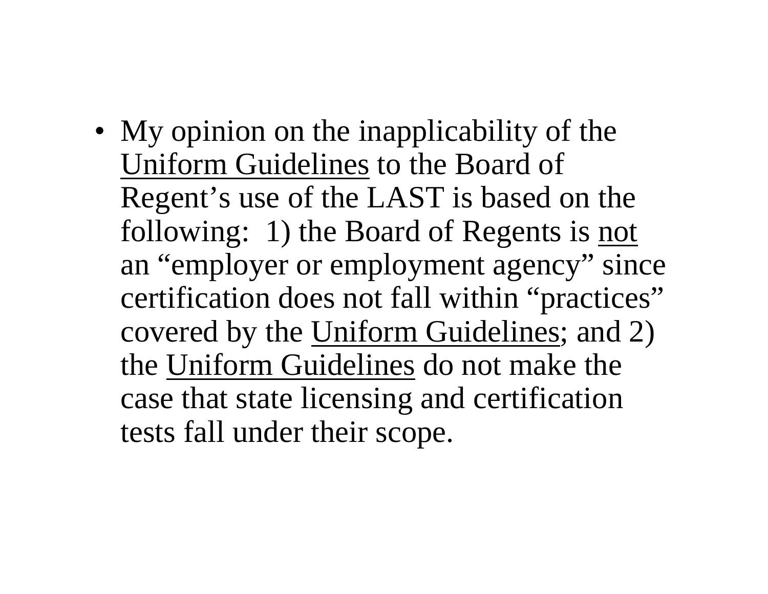- My opinion on the inapplicability of the <u>Uniform Guidelines</u> to the Board of Regent's use of the LAST is based on the following: 1) the Board of Regents is <u>not</u> an "employer or employment agency" since certification does not fall within "practices" covered by the <u>Uniform Guidelines</u>; and 2) the <u>Uniform Guidelines</u> do not make the case that state licensing and certification tests fall under their scope.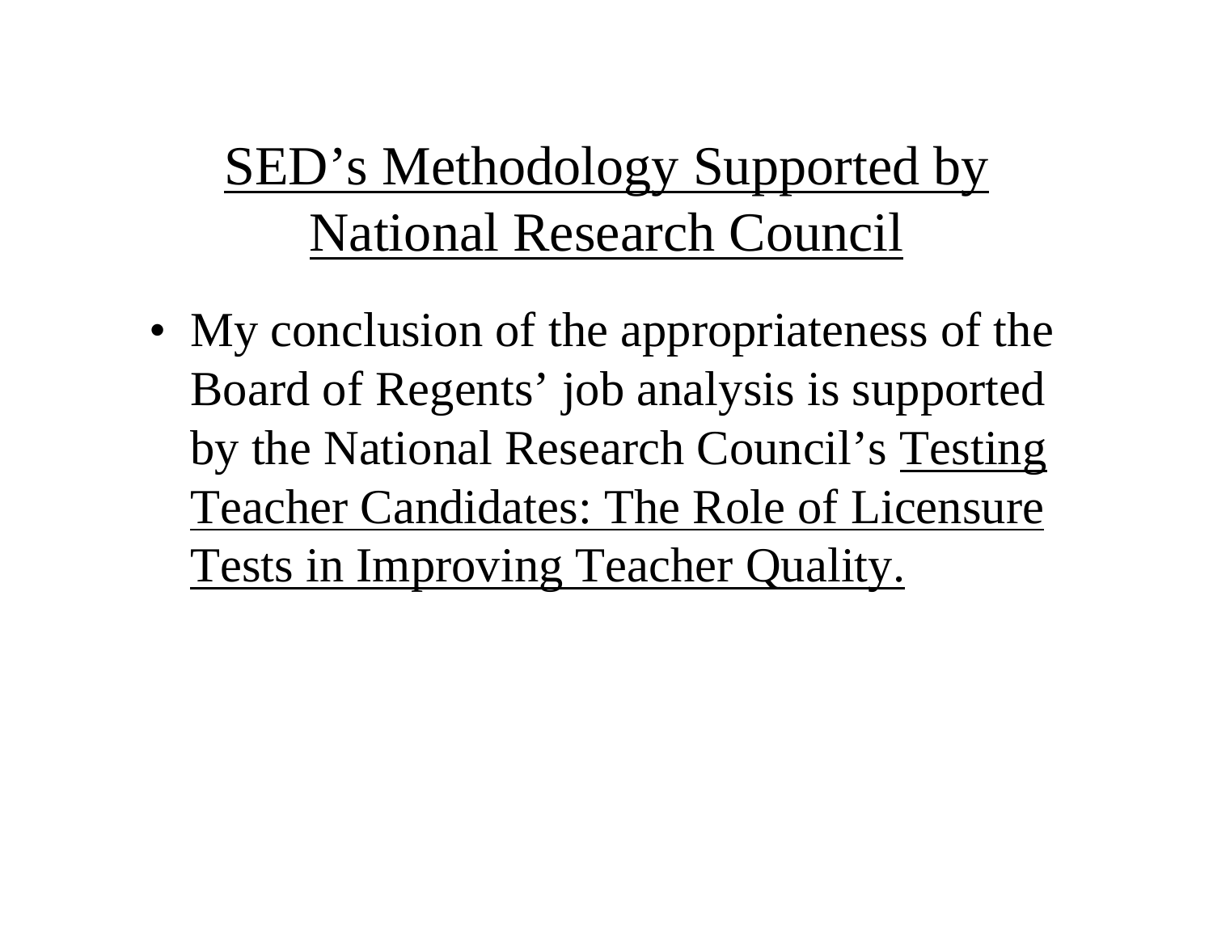# SED's Methodology Supported by National Research Council

- My conclusion of the appropriateness of the Board of Regents' job analysis is supported by the National Research Council's Testing Teacher Candidates: The Role of Licensure Tests in Improving Teacher Quality.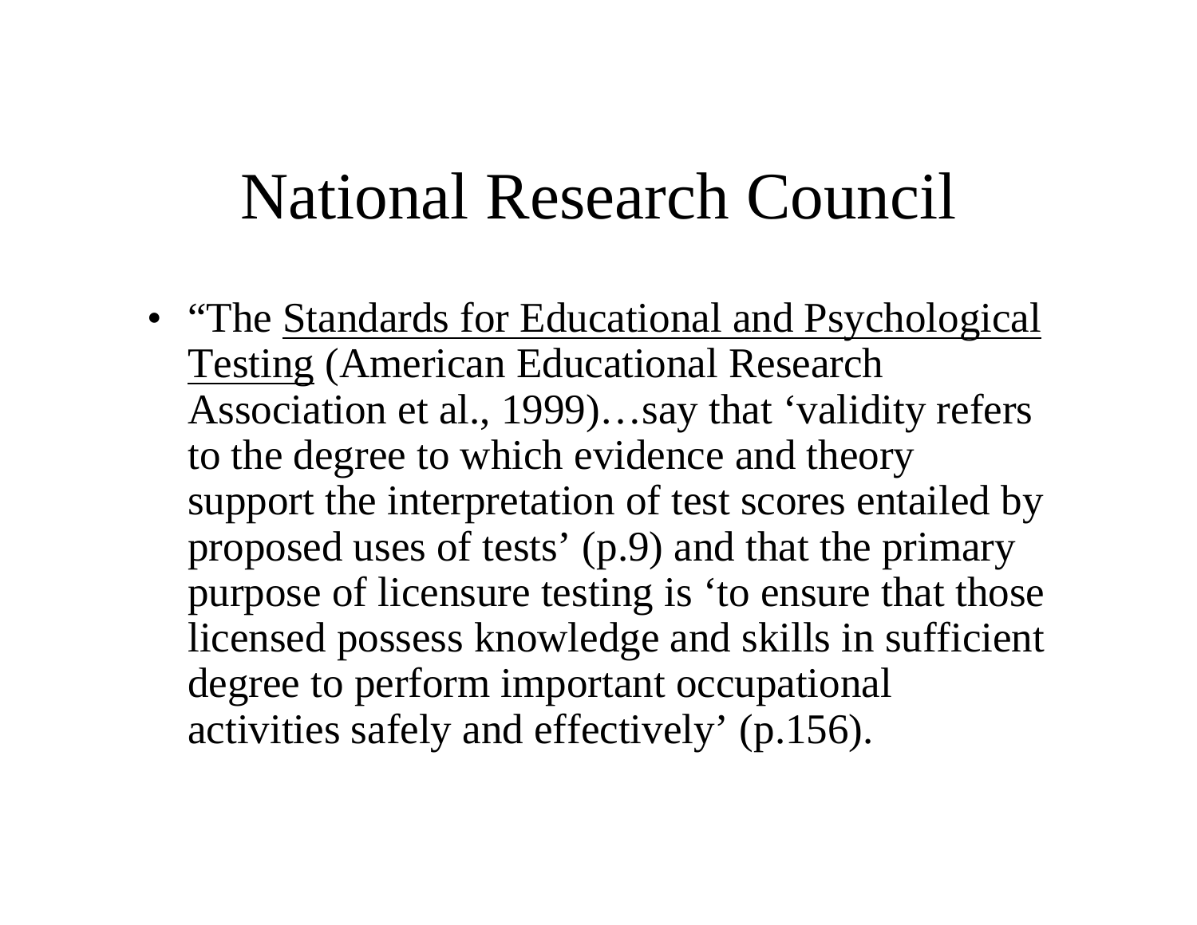# National Research Council

- "The Standards for Educational and Psychological Testing (American Educational Research Association et al., 1999)…say that 'validity refers to the degree to which evidence and theory support the interpretation of test scores entailed by proposed uses of tests' (p.9) and that the primary purpose of licensure testing is 'to ensure that those licensed possess knowledge and skills in sufficient degree to perform important occupational activities safely and effectively' (p.156).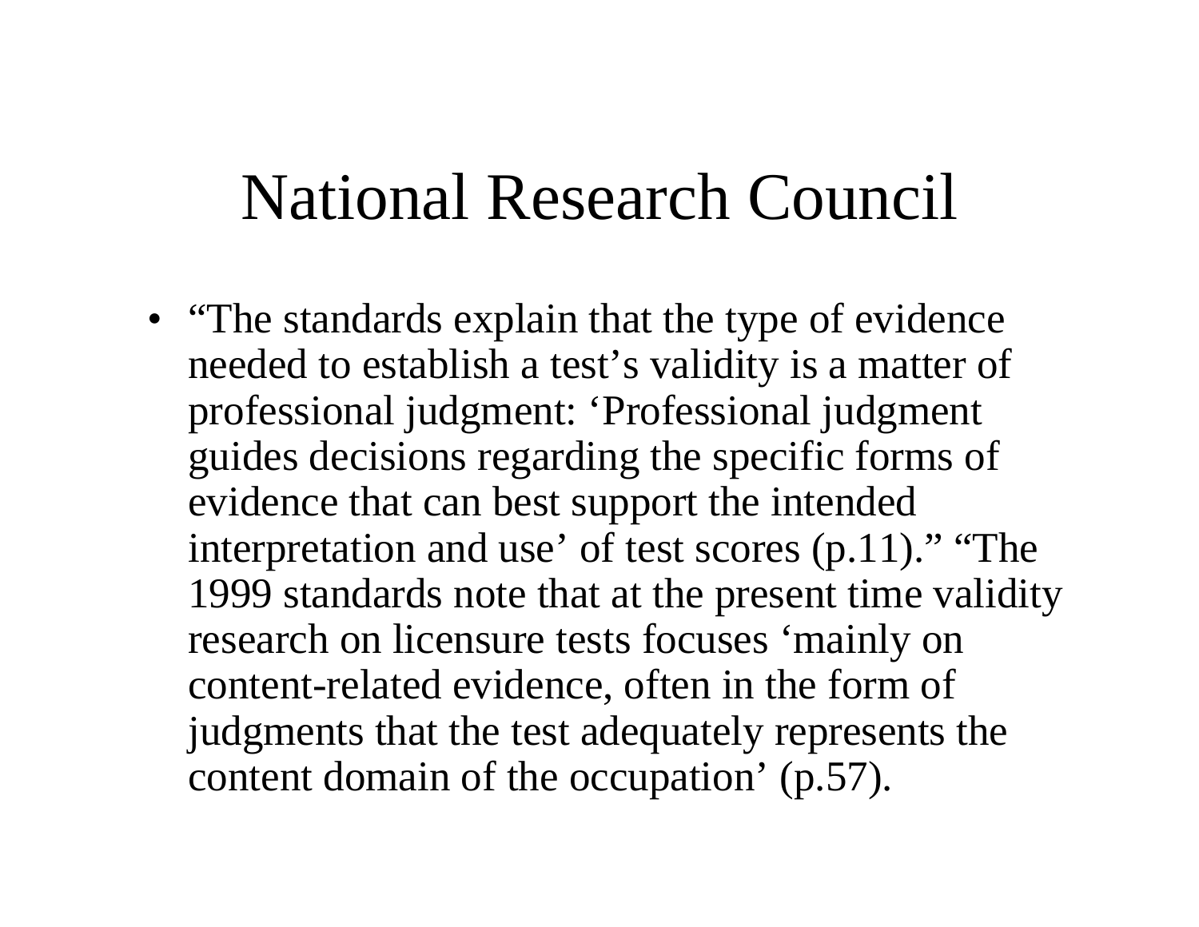# National Research Council

- “The standards explain that the type of evidence needed to establish a test’s validity is a matter of professional judgment: ‘Professional judgment guides decisions regarding the specific forms of evidence that can best support the intended interpretation and use’ of test scores (p.11).” “The 1999 standards note that at the present time validity research on licensure tests focuses ‘mainly on content-related evidence, often in the form of judgments that the test adequately represents the content domain of the occupation’ (p.57).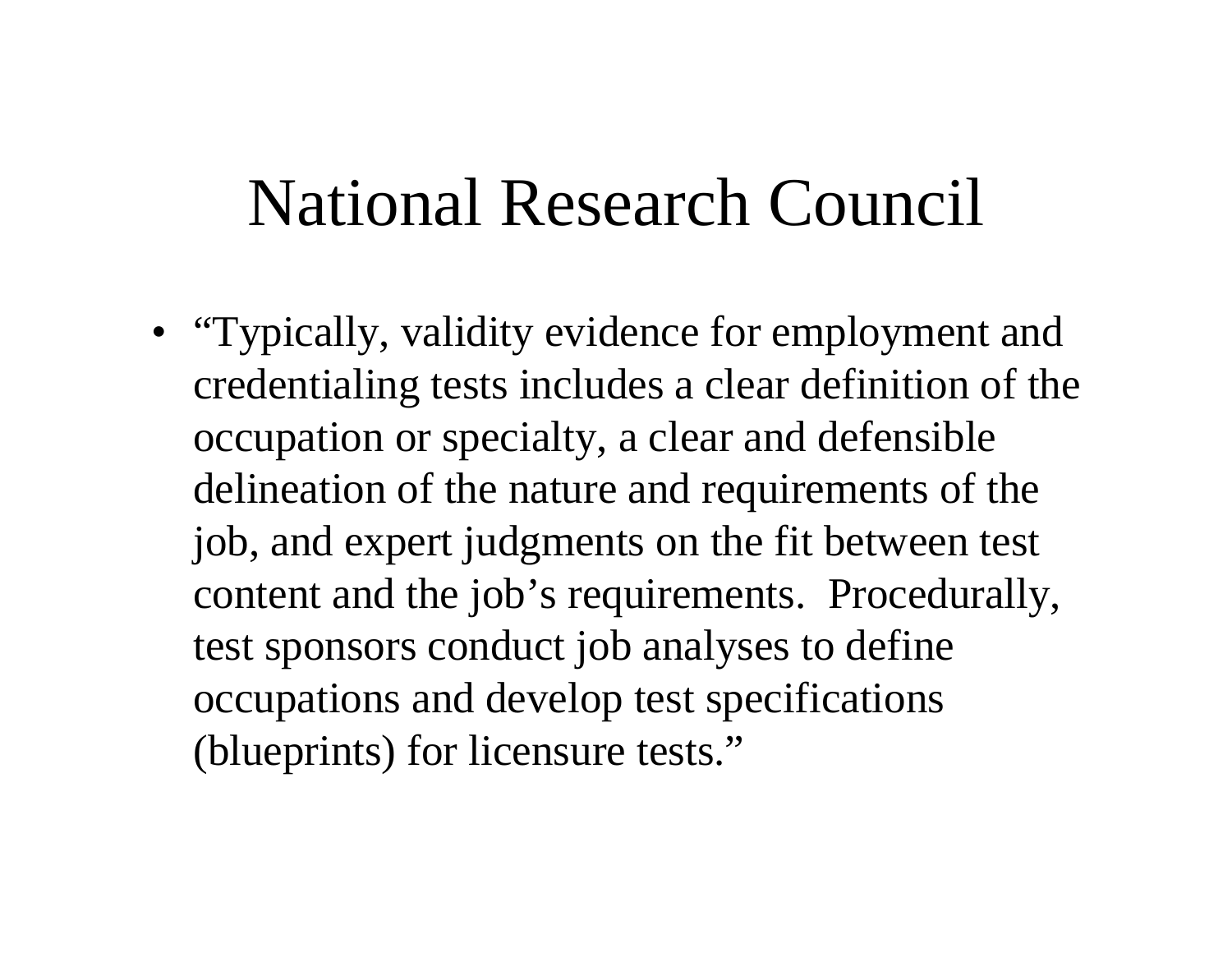# National Research Council

- "Typically, validity evidence for employment and credentialing tests includes a clear definition of the occupation or specialty, a clear and defensible delineation of the nature and requirements of the job, and expert judgments on the fit between test content and the job's requirements. Procedurally, test sponsors conduct job analyses to define occupations and develop test specifications (blueprints) for licensure tests."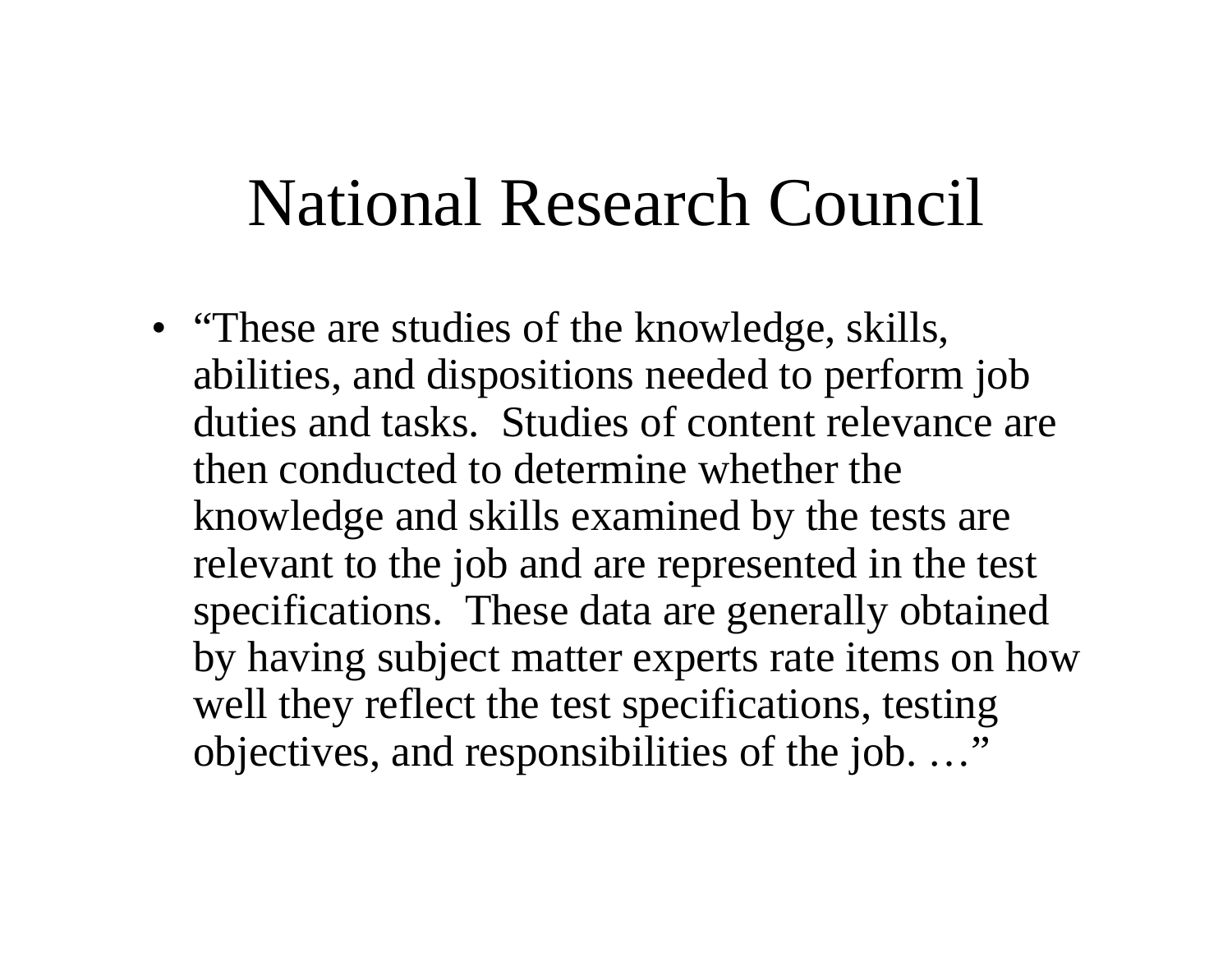# National Research Council

- "These are studies of the knowledge, skills, abilities, and dispositions needed to perform job duties and tasks. Studies of content relevance are then conducted to determine whether the knowledge and skills examined by the tests are relevant to the job and are represented in the test specifications. These data are generally obtained by having subject matter experts rate items on how well they reflect the test specifications, testing objectives, and responsibilities of the job. …"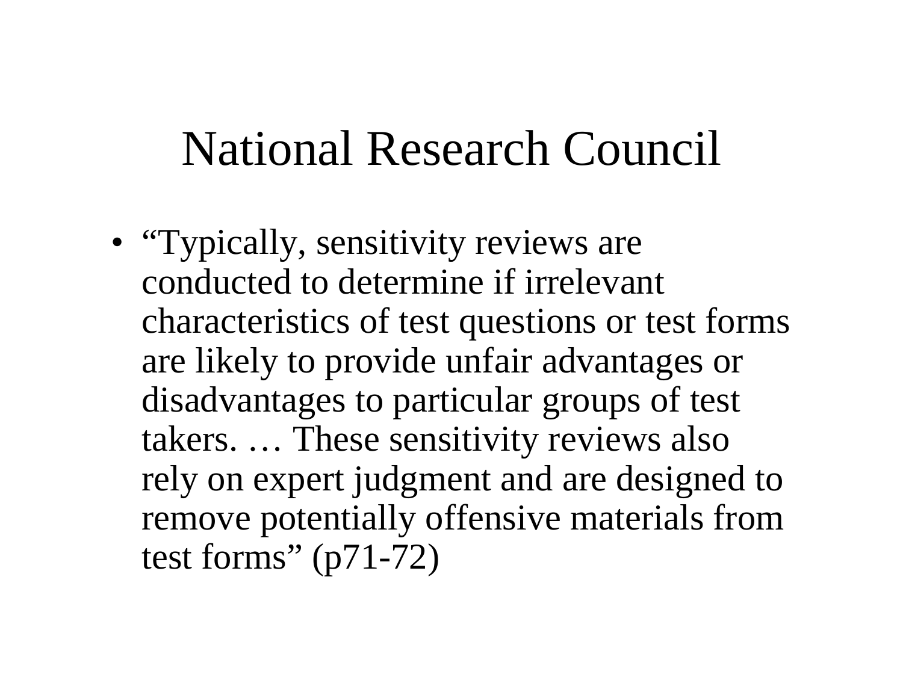# National Research Council

- “Typically, sensitivity reviews are conducted to determine if irrelevant characteristics of test questions or test forms are likely to provide unfair advantages or disadvantages to particular groups of test takers. … These sensitivity reviews also rely on expert judgment and are designed to remove potentially offensive materials from test forms” (p71-72)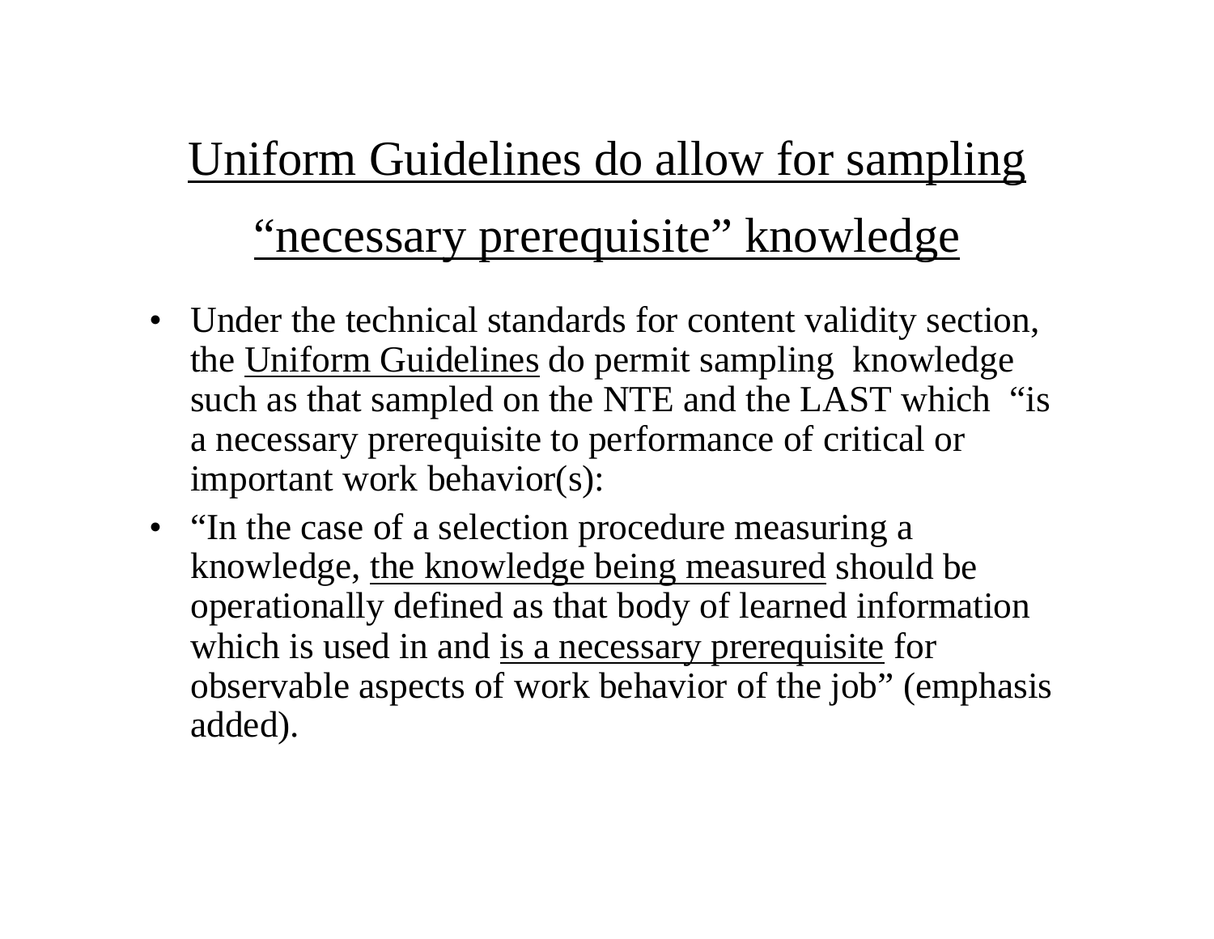# <u>Uniform Guidelines do allow for sampling "necessary prerequisite" knowledge</u>

- Under the technical standards for content validity section, the <u>Uniform Guidelines</u> do permit sampling knowledge such as that sampled on the NTE and the LAST which "is a necessary prerequisite to performance of critical or important work behavior(s):
- "In the case of a selection procedure measuring a knowledge, <u>the knowledge being measured</u> should be operationally defined as that body of learned information which is used in and <u>is a necessary prerequisite</u> for observable aspects of work behavior of the job" (emphasis added).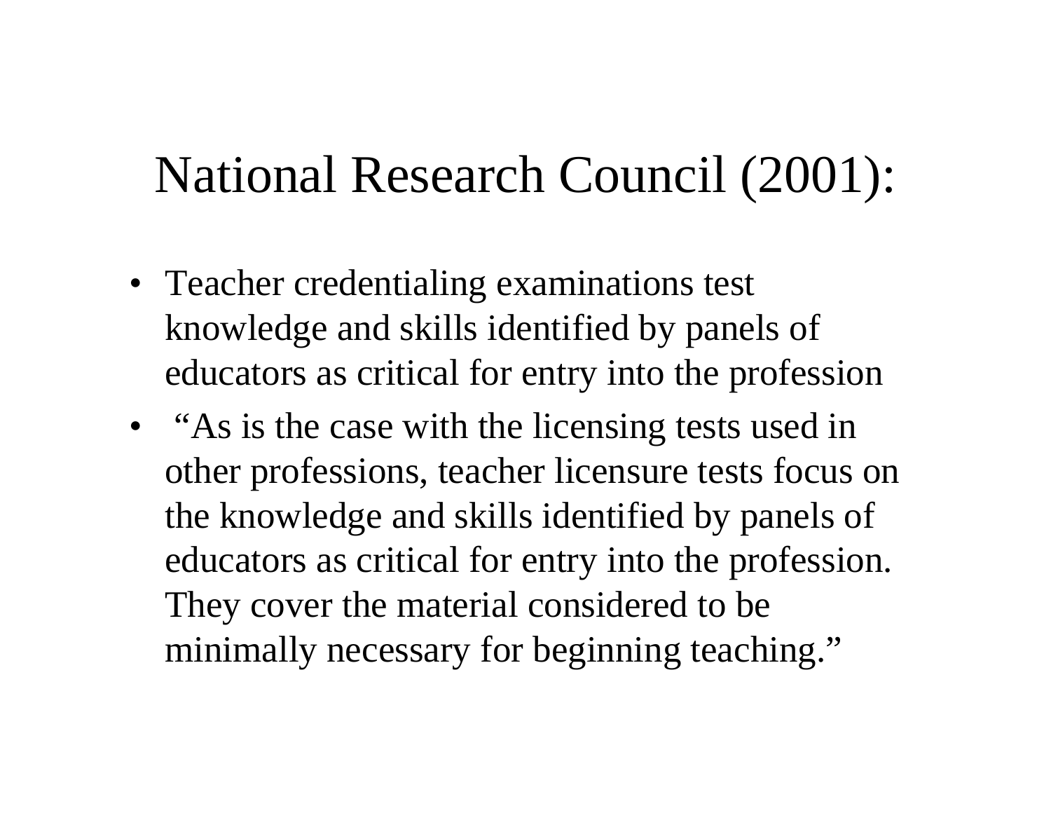# National Research Council (2001):

- Teacher credentialing examinations test knowledge and skills identified by panels of educators as critical for entry into the profession
- "As is the case with the licensing tests used in other professions, teacher licensure tests focus on the knowledge and skills identified by panels of educators as critical for entry into the profession. They cover the material considered to be minimally necessary for beginning teaching."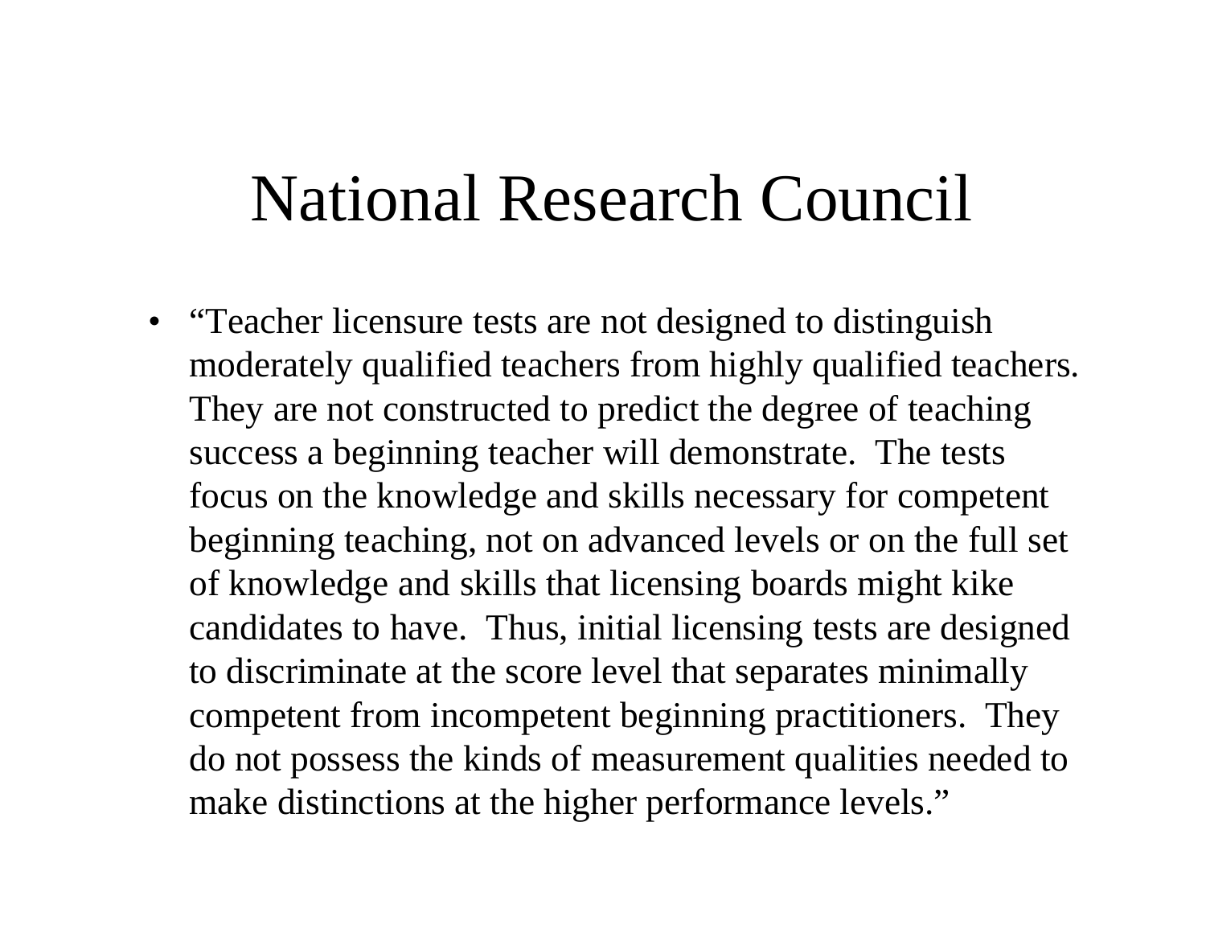# National Research Council

- "Teacher licensure tests are not designed to distinguish moderately qualified teachers from highly qualified teachers. They are not constructed to predict the degree of teaching success a beginning teacher will demonstrate. The tests focus on the knowledge and skills necessary for competent beginning teaching, not on advanced levels or on the full set of knowledge and skills that licensing boards might kike candidates to have. Thus, initial licensing tests are designed to discriminate at the score level that separates minimally competent from incompetent beginning practitioners. They do not possess the kinds of measurement qualities needed to make distinctions at the higher performance levels."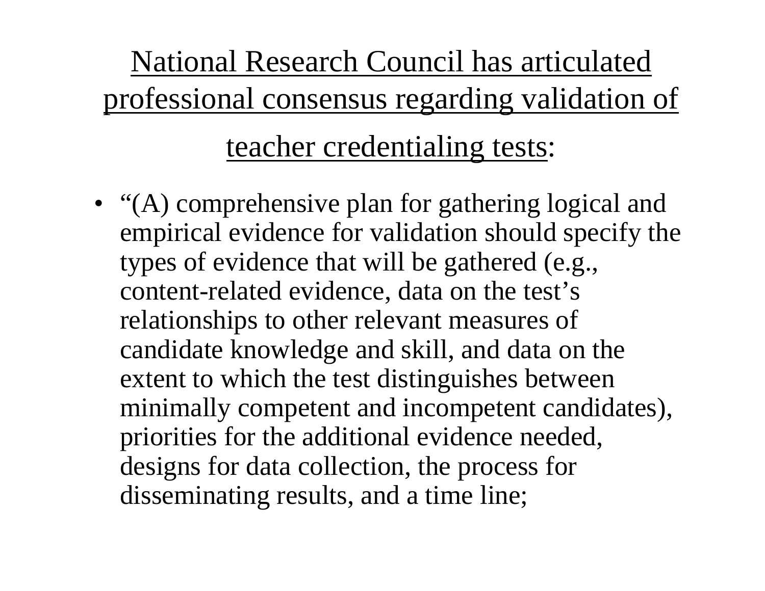## National Research Council has articulated professional consensus regarding validation of teacher credentialing tests:

- "(A) comprehensive plan for gathering logical and empirical evidence for validation should specify the types of evidence that will be gathered (e.g., content-related evidence, data on the test's relationships to other relevant measures of candidate knowledge and skill, and data on the extent to which the test distinguishes between minimally competent and incompetent candidates), priorities for the additional evidence needed, designs for data collection, the process for disseminating results, and a time line;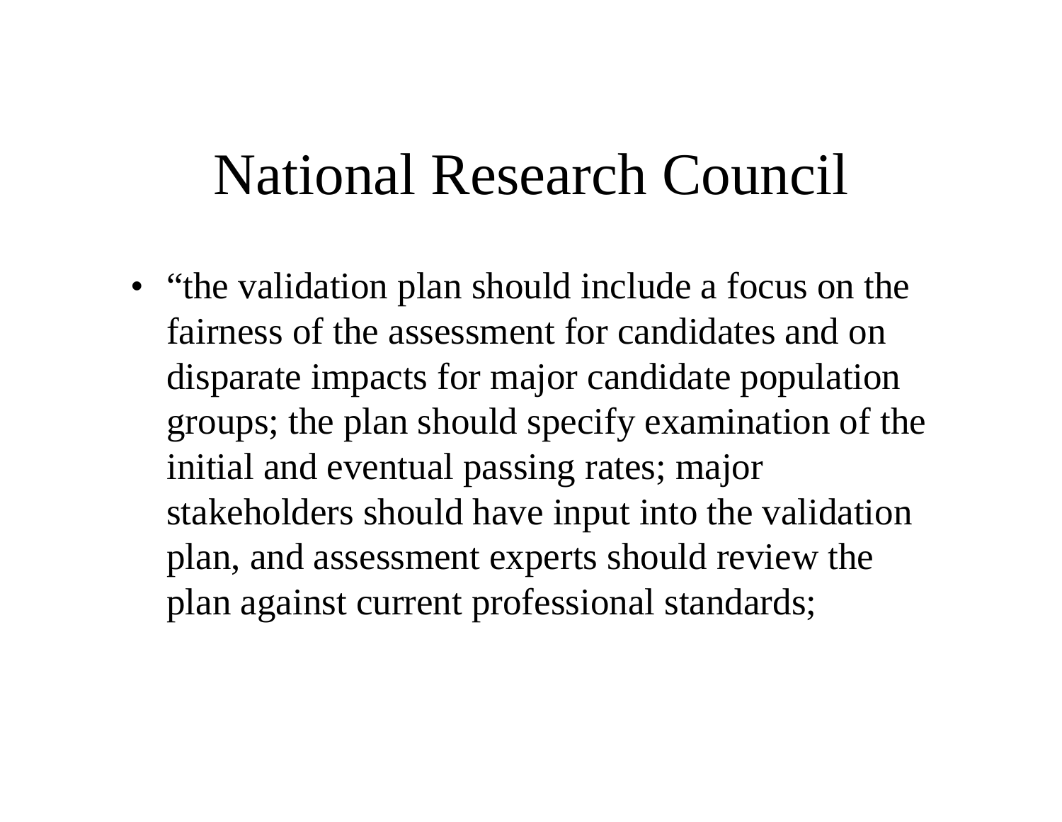# National Research Council

- "the validation plan should include a focus on the fairness of the assessment for candidates and on disparate impacts for major candidate population groups; the plan should specify examination of the initial and eventual passing rates; major stakeholders should have input into the validation plan, and assessment experts should review the plan against current professional standards;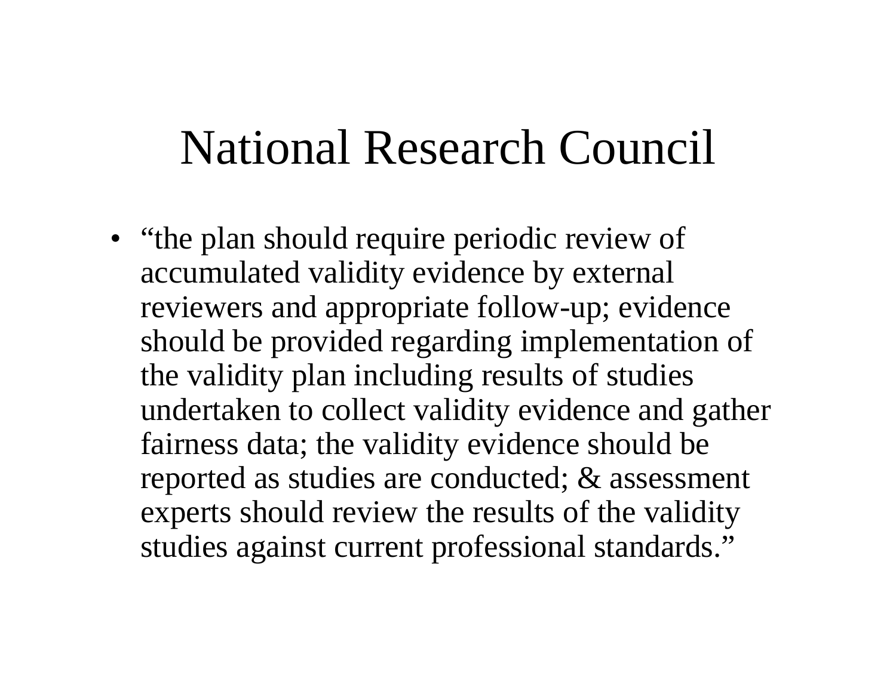# National Research Council

- “the plan should require periodic review of accumulated validity evidence by external reviewers and appropriate follow-up; evidence should be provided regarding implementation of the validity plan including results of studies undertaken to collect validity evidence and gather fairness data; the validity evidence should be reported as studies are conducted; & assessment experts should review the results of the validity studies against current professional standards.”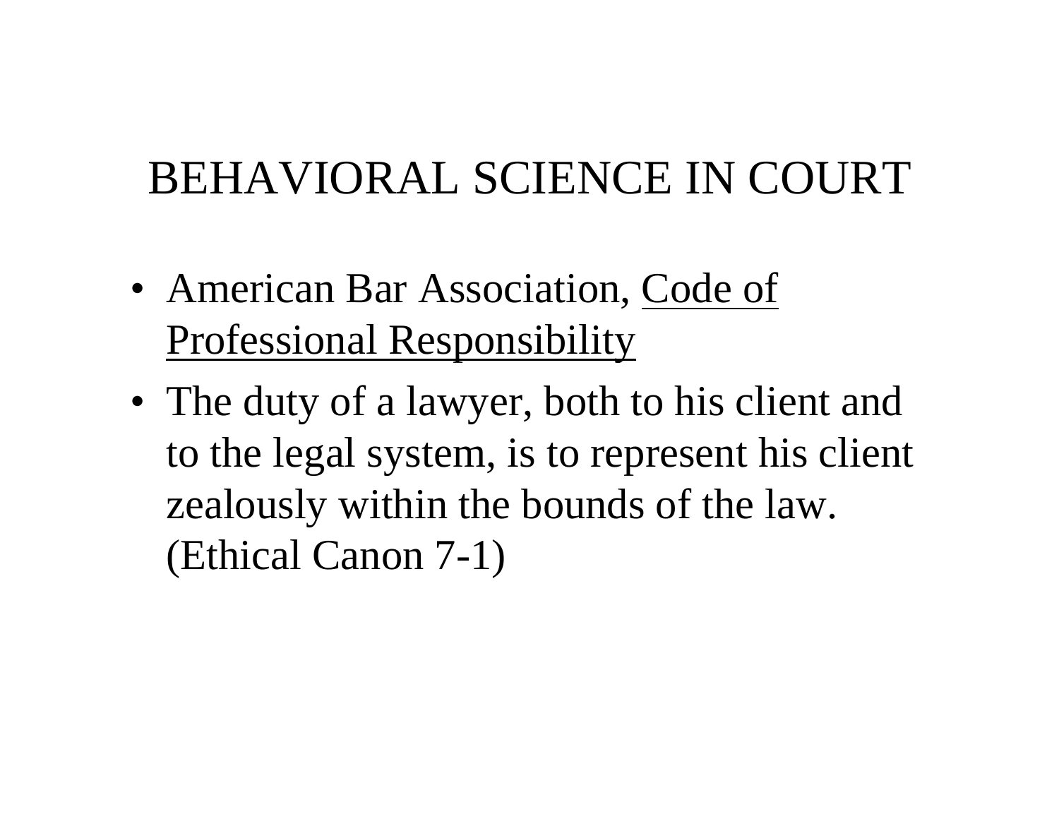# BEHAVIORAL SCIENCE IN COURT

- American Bar Association, <u>Code of Professional Responsibility</u>
- The duty of a lawyer, both to his client and to the legal system, is to represent his client zealously within the bounds of the law. (Ethical Canon 7-1)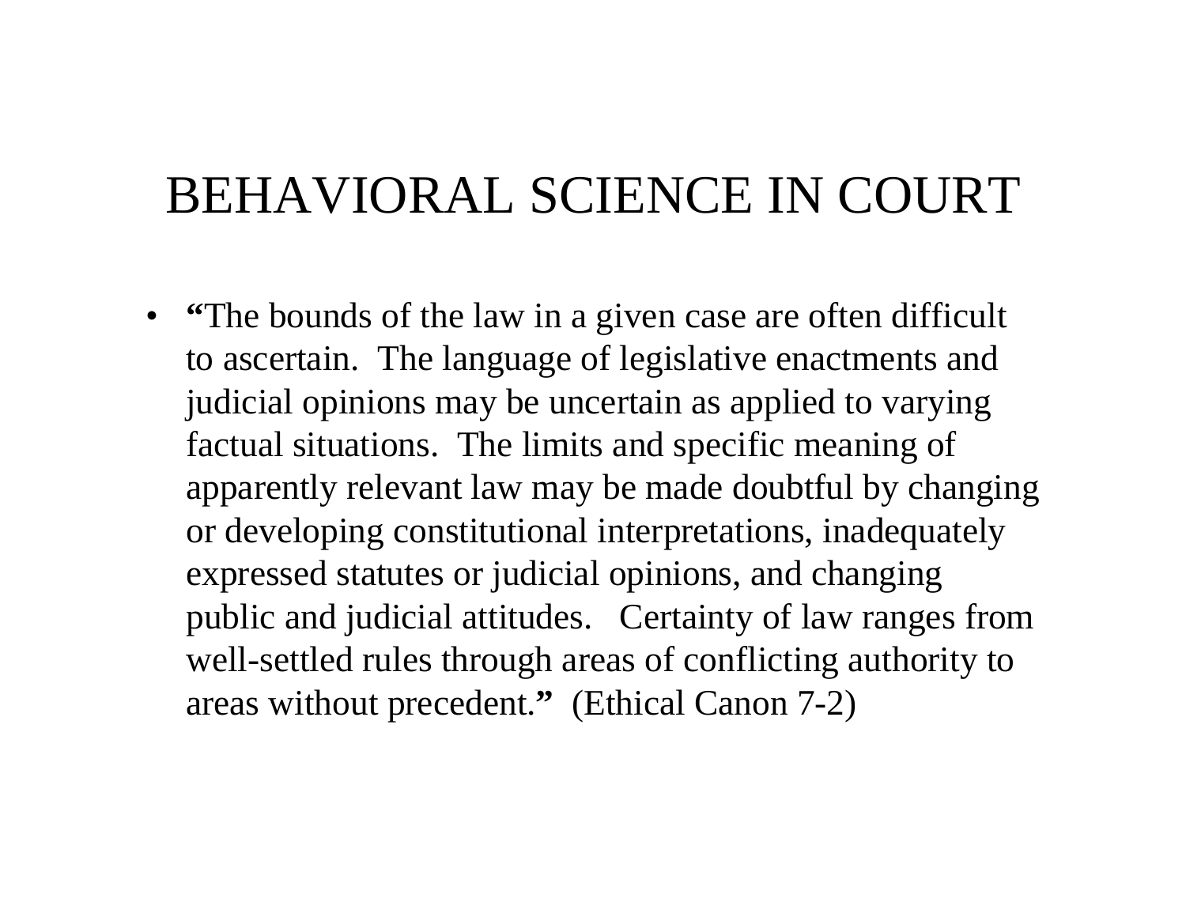# BEHAVIORAL SCIENCE IN COURT

- "The bounds of the law in a given case are often difficult to ascertain. The language of legislative enactments and judicial opinions may be uncertain as applied to varying factual situations. The limits and specific meaning of apparently relevant law may be made doubtful by changing or developing constitutional interpretations, inadequately expressed statutes or judicial opinions, and changing public and judicial attitudes. Certainty of law ranges from well-settled rules through areas of conflicting authority to areas without precedent." (Ethical Canon 7-2)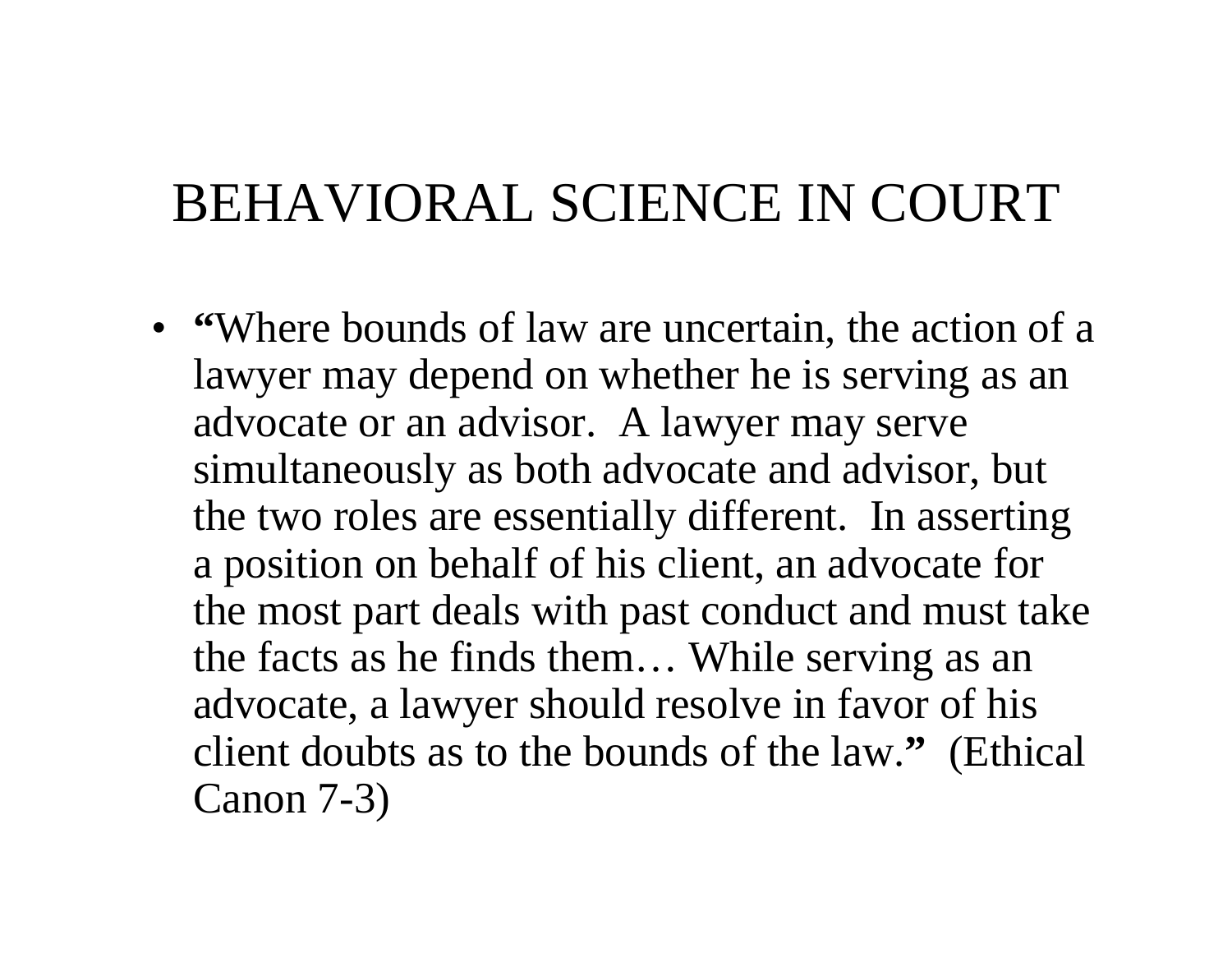# BEHAVIORAL SCIENCE IN COURT

- “Where bounds of law are uncertain, the action of a lawyer may depend on whether he is serving as an advocate or an advisor. A lawyer may serve simultaneously as both advocate and advisor, but the two roles are essentially different. In asserting a position on behalf of his client, an advocate for the most part deals with past conduct and must take the facts as he finds them… While serving as an advocate, a lawyer should resolve in favor of his client doubts as to the bounds of the law.” (Ethical Canon 7-3)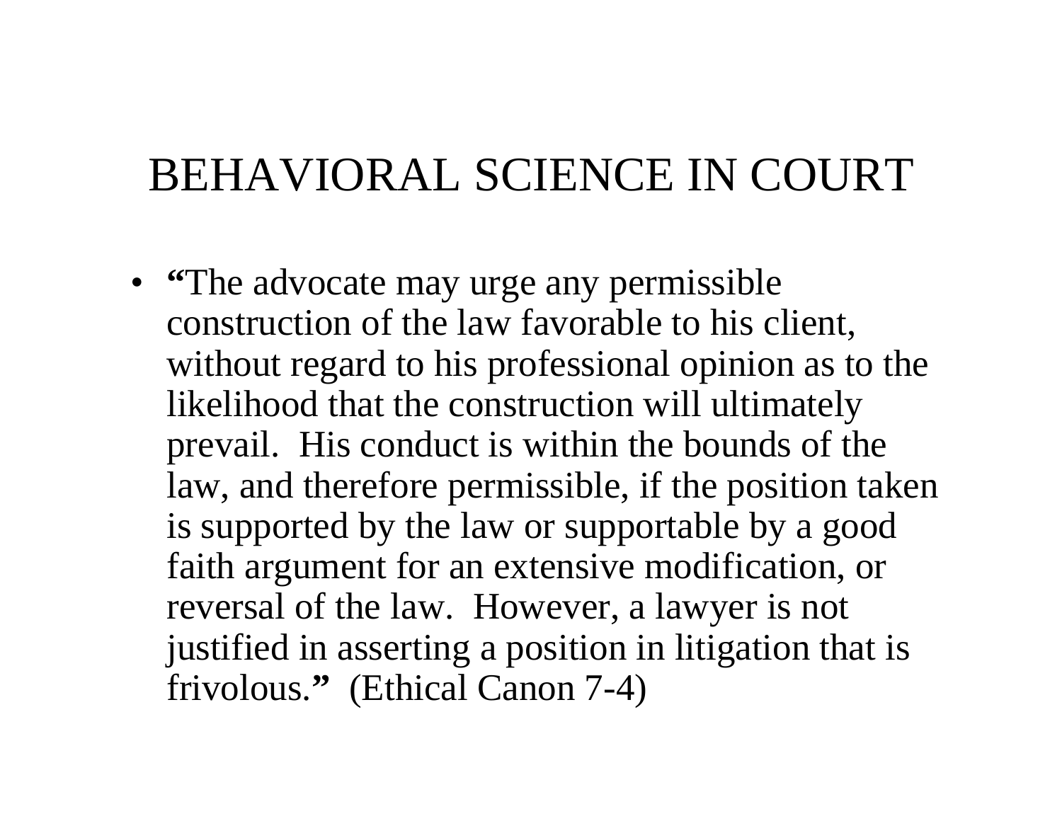# BEHAVIORAL SCIENCE IN COURT

- **"**The advocate may urge any permissible construction of the law favorable to his client, without regard to his professional opinion as to the likelihood that the construction will ultimately prevail. His conduct is within the bounds of the law, and therefore permissible, if the position taken is supported by the law or supportable by a good faith argument for an extensive modification, or reversal of the law. However, a lawyer is not justified in asserting a position in litigation that is frivolous.**"** (Ethical Canon 7-4)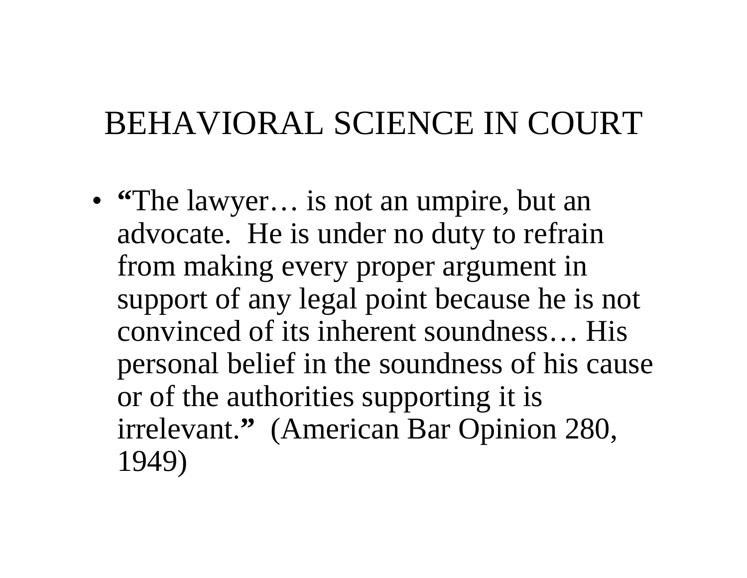# BEHAVIORAL SCIENCE IN COURT

- "The lawyer… is not an umpire, but an advocate. He is under no duty to refrain from making every proper argument in support of any legal point because he is not convinced of its inherent soundness… His personal belief in the soundness of his cause or of the authorities supporting it is irrelevant." (American Bar Opinion 280, 1949)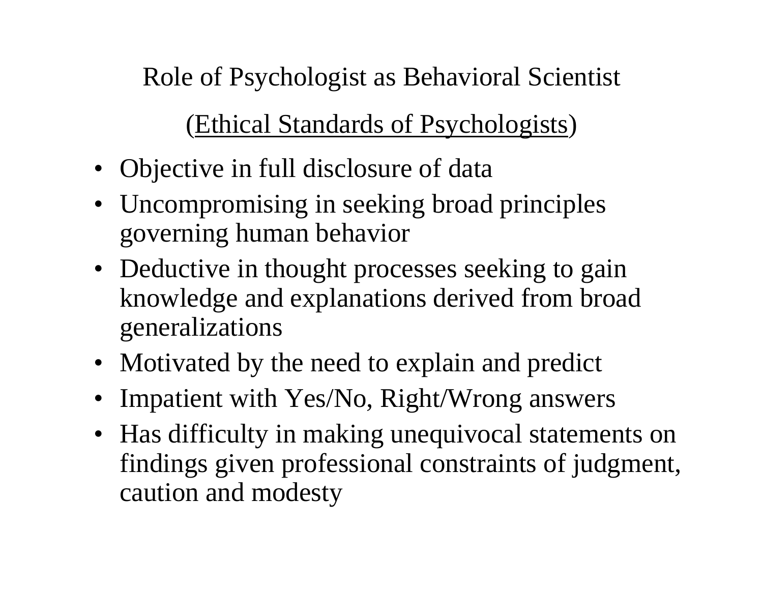# Role of Psychologist as Behavioral Scientist

## (<u>Ethical Standards of Psychologists</u>)

- Objective in full disclosure of data
- Uncompromising in seeking broad principles governing human behavior
- Deductive in thought processes seeking to gain knowledge and explanations derived from broad generalizations
- Motivated by the need to explain and predict
- Impatient with Yes/No, Right/Wrong answers
- Has difficulty in making unequivocal statements on findings given professional constraints of judgment, caution and modesty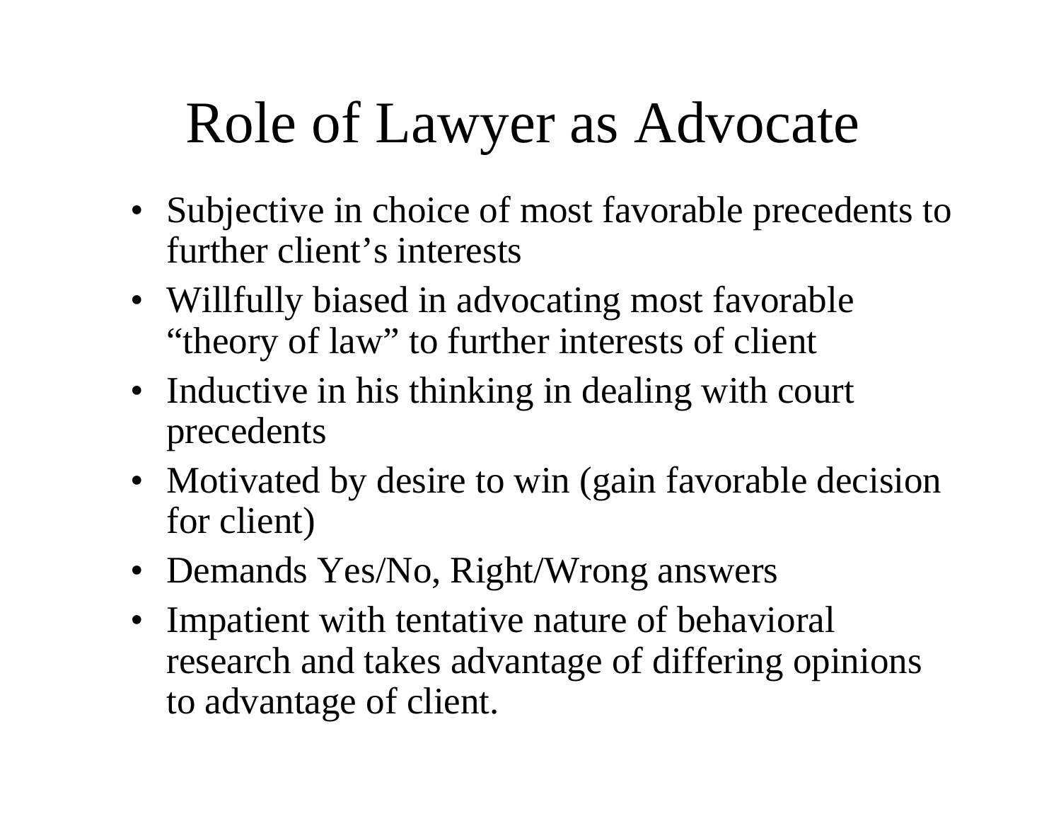# Role of Lawyer as Advocate

- Subjective in choice of most favorable precedents to further client's interests
- Willfully biased in advocating most favorable "theory of law" to further interests of client
- Inductive in his thinking in dealing with court precedents
- Motivated by desire to win (gain favorable decision for client)
- Demands Yes/No, Right/Wrong answers
- Impatient with tentative nature of behavioral research and takes advantage of differing opinions to advantage of client.